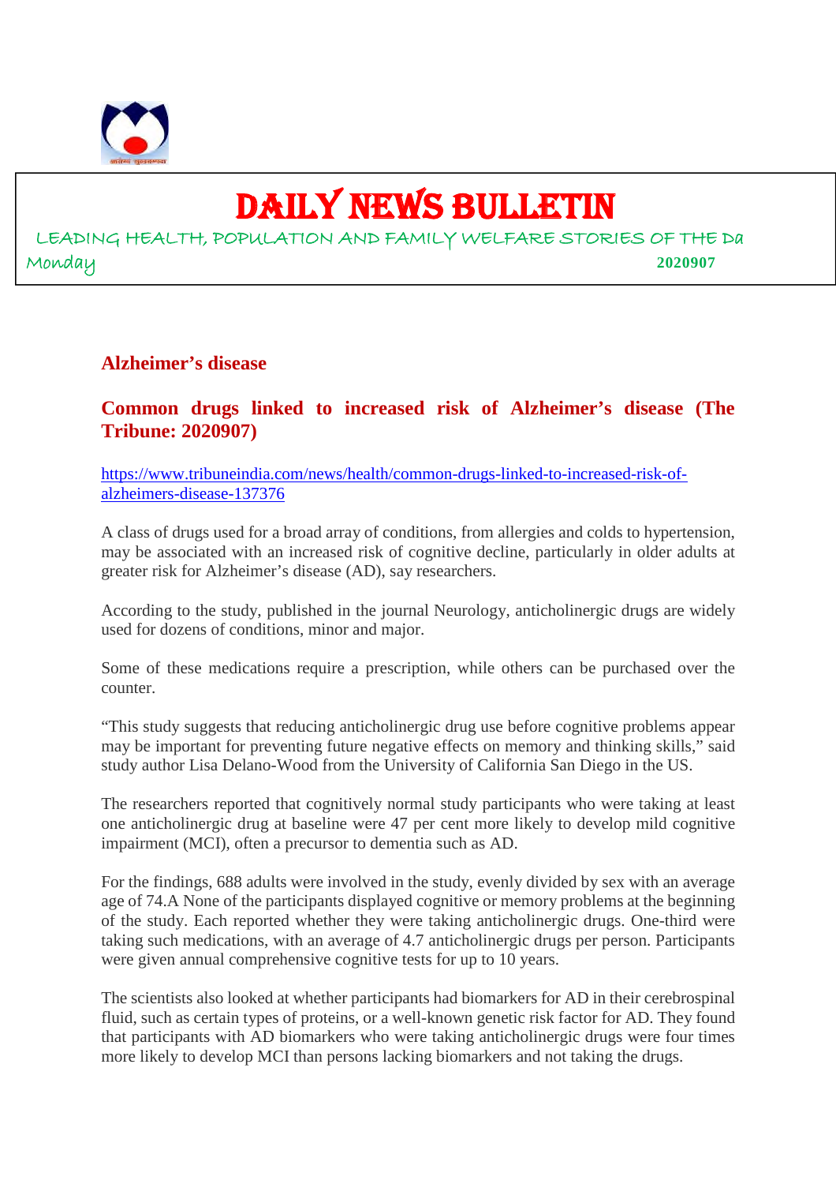# DAILY NEWS BULLETIN

LEADING HEALTH, POPULATION AND FAMILY WELFARE STORIES OF THE Da

Monday 2020907

## Alzheimer's disease

### Common drugs linked to increased risk of Alzheimer's disease (The Tribune: 2020907)

https://www.tribuneindia.com/news/health/common-drugs-linked-to-increased-risk-of-alzheimers-disease-137376

A class of drugs used for a broad array of conditions, from allergies and colds to hypertension, may be associated with an increased risk of cognitive decline, particularly in older adults at greater risk for Alzheimer's disease (AD), say researchers.

According to the study, published in the journal Neurology, anticholinergic drugs are widely used for dozens of conditions, minor and major.

Some of these medications require a prescription, while others can be purchased over the counter.

"This study suggests that reducing anticholinergic drug use before cognitive problems appear may be important for preventing future negative effects on memory and thinking skills," said study author Lisa Delano-Wood from the University of California San Diego in the US.

The researchers reported that cognitively normal study participants who were taking at least one anticholinergic drug at baseline were 47 per cent more likely to develop mild cognitive impairment (MCI), often a precursor to dementia such as AD.

For the findings, 688 adults were involved in the study, evenly divided by sex with an average age of 74.A None of the participants displayed cognitive or memory problems at the beginning of the study. Each reported whether they were taking anticholinergic drugs. One-third were taking such medications, with an average of 4.7 anticholinergic drugs per person. Participants were given annual comprehensive cognitive tests for up to 10 years.

The scientists also looked at whether participants had biomarkers for AD in their cerebrospinal fluid, such as certain types of proteins, or a well-known genetic risk factor for AD. They found that participants with AD biomarkers who were taking anticholinergic drugs were four times more likely to develop MCI than persons lacking biomarkers and not taking the drugs.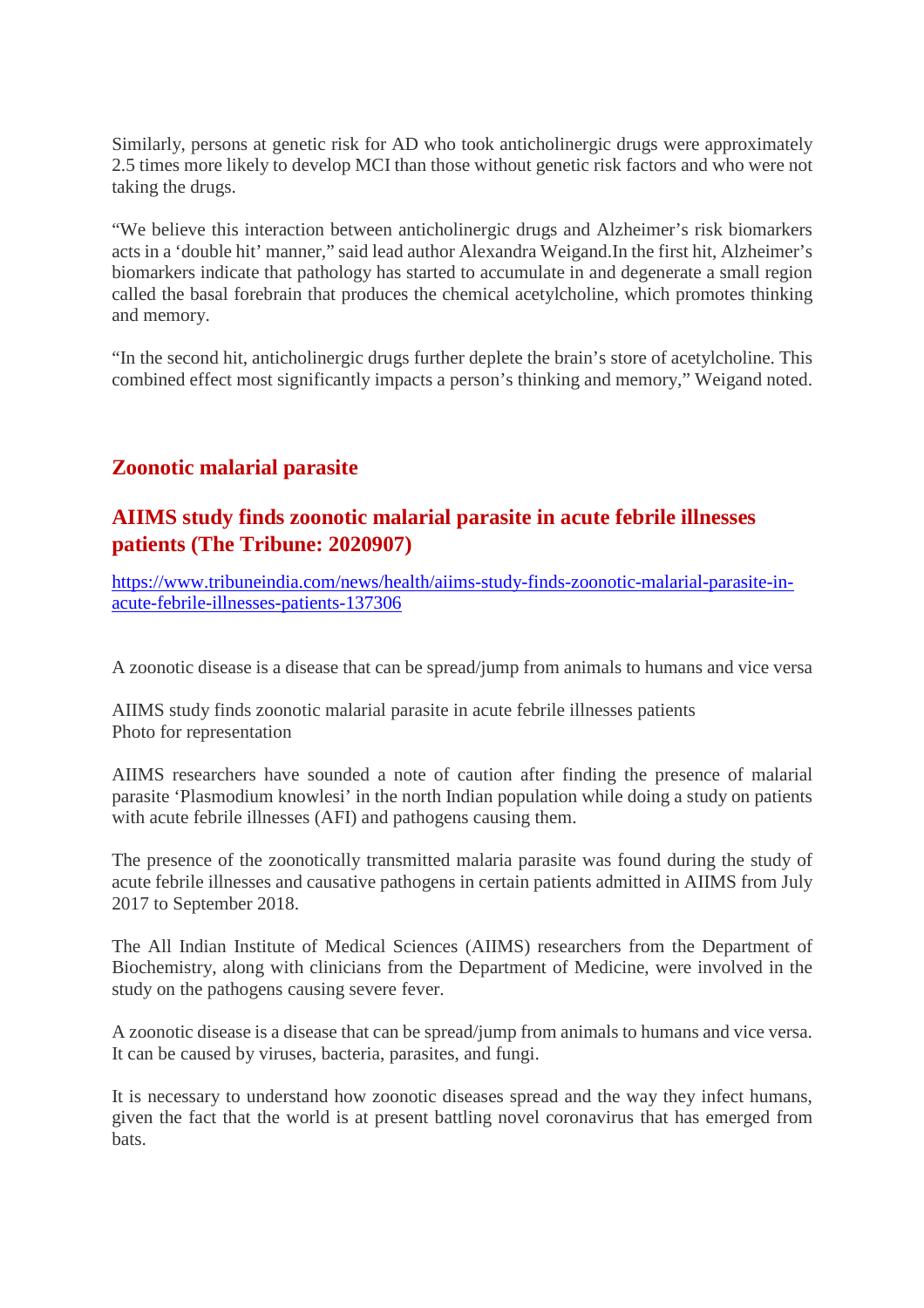Similarly, persons at genetic risk for AD who took anticholinergic drugs were approximately 2.5 times more likely to develop MCI than those without genetic risk factors and who were not taking the drugs.

"We believe this interaction between anticholinergic drugs and Alzheimer's risk biomarkers acts in a 'double hit' manner," said lead author Alexandra Weigand.In the first hit, Alzheimer's biomarkers indicate that pathology has started to accumulate in and degenerate a small region called the basal forebrain that produces the chemical acetylcholine, which promotes thinking and memory.

"In the second hit, anticholinergic drugs further deplete the brain's store of acetylcholine. This combined effect most significantly impacts a person's thinking and memory," Weigand noted.

## Zoonotic malarial parasite

## AIIMS study finds zoonotic malarial parasite in acute febrile illnesses patients (The Tribune: 2020907)

[https://www.tribuneindia.com/news/health/aiims-study-finds-zoonotic-malarial-parasite-in-acute-febrile-illnesses-patients-137306](https://www.tribuneindia.com/news/health/aiims-study-finds-zoonotic-malarial-parasite-in-acute-febrile-illnesses-patients-137306)

A zoonotic disease is a disease that can be spread/jump from animals to humans and vice versa

AIIMS study finds zoonotic malarial parasite in acute febrile illnesses patients
Photo for representation

AIIMS researchers have sounded a note of caution after finding the presence of malarial parasite 'Plasmodium knowlesi' in the north Indian population while doing a study on patients with acute febrile illnesses (AFI) and pathogens causing them.

The presence of the zoonotically transmitted malaria parasite was found during the study of acute febrile illnesses and causative pathogens in certain patients admitted in AIIMS from July 2017 to September 2018.

The All Indian Institute of Medical Sciences (AIIMS) researchers from the Department of Biochemistry, along with clinicians from the Department of Medicine, were involved in the study on the pathogens causing severe fever.

A zoonotic disease is a disease that can be spread/jump from animals to humans and vice versa. It can be caused by viruses, bacteria, parasites, and fungi.

It is necessary to understand how zoonotic diseases spread and the way they infect humans, given the fact that the world is at present battling novel coronavirus that has emerged from bats.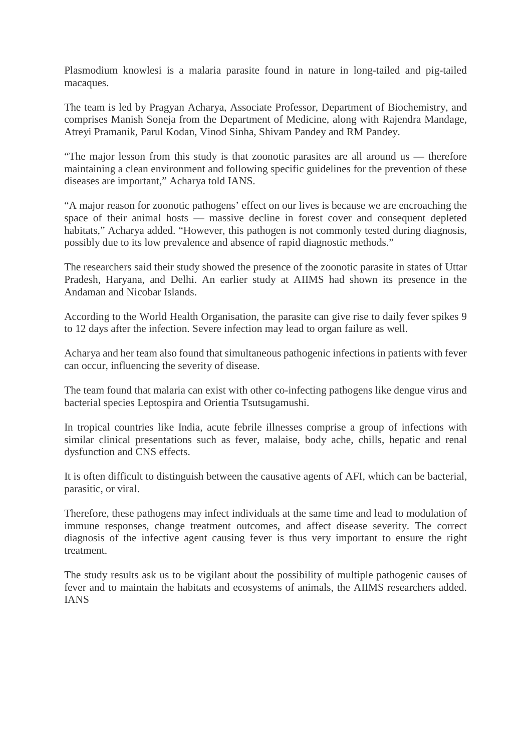Plasmodium knowlesi is a malaria parasite found in nature in long-tailed and pig-tailed macaques.

The team is led by Pragyan Acharya, Associate Professor, Department of Biochemistry, and comprises Manish Soneja from the Department of Medicine, along with Rajendra Mandage, Atreyi Pramanik, Parul Kodan, Vinod Sinha, Shivam Pandey and RM Pandey.

“The major lesson from this study is that zoonotic parasites are all around us — therefore maintaining a clean environment and following specific guidelines for the prevention of these diseases are important,” Acharya told IANS.

“A major reason for zoonotic pathogens’ effect on our lives is because we are encroaching the space of their animal hosts — massive decline in forest cover and consequent depleted habitats,” Acharya added. “However, this pathogen is not commonly tested during diagnosis, possibly due to its low prevalence and absence of rapid diagnostic methods.”

The researchers said their study showed the presence of the zoonotic parasite in states of Uttar Pradesh, Haryana, and Delhi. An earlier study at AIIMS had shown its presence in the Andaman and Nicobar Islands.

According to the World Health Organisation, the parasite can give rise to daily fever spikes 9 to 12 days after the infection. Severe infection may lead to organ failure as well.

Acharya and her team also found that simultaneous pathogenic infections in patients with fever can occur, influencing the severity of disease.

The team found that malaria can exist with other co-infecting pathogens like dengue virus and bacterial species Leptospira and Orientia Tsutsugamushi.

In tropical countries like India, acute febrile illnesses comprise a group of infections with similar clinical presentations such as fever, malaise, body ache, chills, hepatic and renal dysfunction and CNS effects.

It is often difficult to distinguish between the causative agents of AFI, which can be bacterial, parasitic, or viral.

Therefore, these pathogens may infect individuals at the same time and lead to modulation of immune responses, change treatment outcomes, and affect disease severity. The correct diagnosis of the infective agent causing fever is thus very important to ensure the right treatment.

The study results ask us to be vigilant about the possibility of multiple pathogenic causes of fever and to maintain the habitats and ecosystems of animals, the AIIMS researchers added. IANS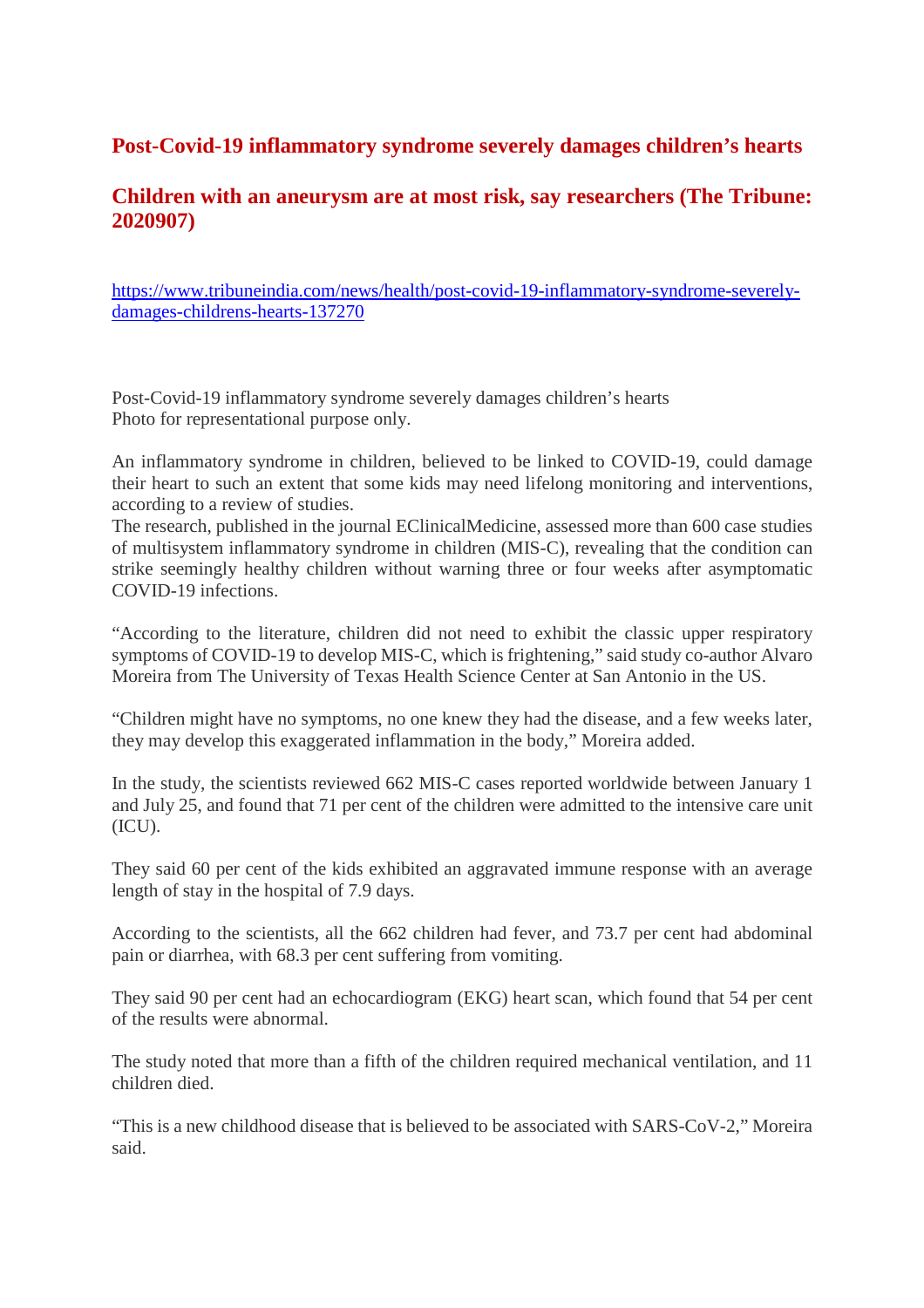## Post-Covid-19 inflammatory syndrome severely damages children's hearts

## Children with an aneurysm are at most risk, say researchers (The Tribune: 2020907)

https://www.tribuneindia.com/news/health/post-covid-19-inflammatory-syndrome-severely-damages-childrens-hearts-137270

Post-Covid-19 inflammatory syndrome severely damages children's hearts
Photo for representational purpose only.

An inflammatory syndrome in children, believed to be linked to COVID-19, could damage their heart to such an extent that some kids may need lifelong monitoring and interventions, according to a review of studies.
The research, published in the journal EClinicalMedicine, assessed more than 600 case studies of multisystem inflammatory syndrome in children (MIS-C), revealing that the condition can strike seemingly healthy children without warning three or four weeks after asymptomatic COVID-19 infections.

"According to the literature, children did not need to exhibit the classic upper respiratory symptoms of COVID-19 to develop MIS-C, which is frightening," said study co-author Alvaro Moreira from The University of Texas Health Science Center at San Antonio in the US.

"Children might have no symptoms, no one knew they had the disease, and a few weeks later, they may develop this exaggerated inflammation in the body," Moreira added.

In the study, the scientists reviewed 662 MIS-C cases reported worldwide between January 1 and July 25, and found that 71 per cent of the children were admitted to the intensive care unit (ICU).

They said 60 per cent of the kids exhibited an aggravated immune response with an average length of stay in the hospital of 7.9 days.

According to the scientists, all the 662 children had fever, and 73.7 per cent had abdominal pain or diarrhea, with 68.3 per cent suffering from vomiting.

They said 90 per cent had an echocardiogram (EKG) heart scan, which found that 54 per cent of the results were abnormal.

The study noted that more than a fifth of the children required mechanical ventilation, and 11 children died.

"This is a new childhood disease that is believed to be associated with SARS-CoV-2," Moreira said.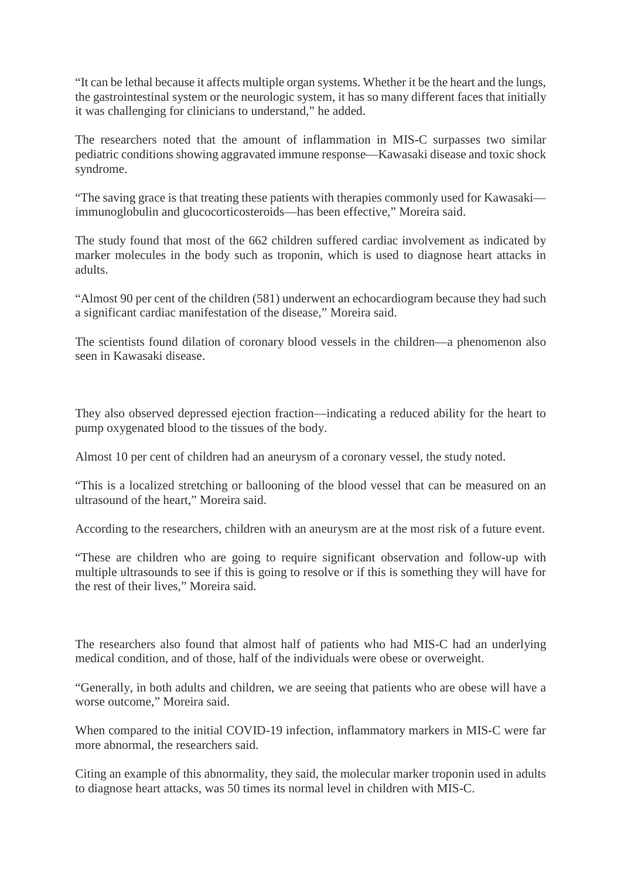"It can be lethal because it affects multiple organ systems. Whether it be the heart and the lungs, the gastrointestinal system or the neurologic system, it has so many different faces that initially it was challenging for clinicians to understand," he added.

The researchers noted that the amount of inflammation in MIS-C surpasses two similar pediatric conditions showing aggravated immune response—Kawasaki disease and toxic shock syndrome.

"The saving grace is that treating these patients with therapies commonly used for Kawasaki—immunoglobulin and glucocorticosteroids—has been effective," Moreira said.

The study found that most of the 662 children suffered cardiac involvement as indicated by marker molecules in the body such as troponin, which is used to diagnose heart attacks in adults.

"Almost 90 per cent of the children (581) underwent an echocardiogram because they had such a significant cardiac manifestation of the disease," Moreira said.

The scientists found dilation of coronary blood vessels in the children—a phenomenon also seen in Kawasaki disease.

They also observed depressed ejection fraction—indicating a reduced ability for the heart to pump oxygenated blood to the tissues of the body.

Almost 10 per cent of children had an aneurysm of a coronary vessel, the study noted.

"This is a localized stretching or ballooning of the blood vessel that can be measured on an ultrasound of the heart," Moreira said.

According to the researchers, children with an aneurysm are at the most risk of a future event.

"These are children who are going to require significant observation and follow-up with multiple ultrasounds to see if this is going to resolve or if this is something they will have for the rest of their lives," Moreira said.

The researchers also found that almost half of patients who had MIS-C had an underlying medical condition, and of those, half of the individuals were obese or overweight.

"Generally, in both adults and children, we are seeing that patients who are obese will have a worse outcome," Moreira said.

When compared to the initial COVID-19 infection, inflammatory markers in MIS-C were far more abnormal, the researchers said.

Citing an example of this abnormality, they said, the molecular marker troponin used in adults to diagnose heart attacks, was 50 times its normal level in children with MIS-C.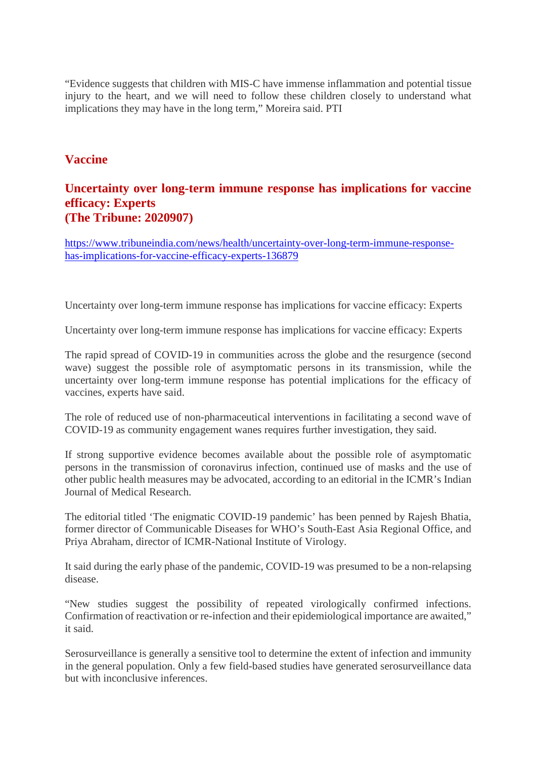“Evidence suggests that children with MIS-C have immense inflammation and potential tissue injury to the heart, and we will need to follow these children closely to understand what implications they may have in the long term,” Moreira said. PTI

## Vaccine

### Uncertainty over long-term immune response has implications for vaccine efficacy: Experts (The Tribune: 2020907)

https://www.tribuneindia.com/news/health/uncertainty-over-long-term-immune-response-has-implications-for-vaccine-efficacy-experts-136879

Uncertainty over long-term immune response has implications for vaccine efficacy: Experts

Uncertainty over long-term immune response has implications for vaccine efficacy: Experts

The rapid spread of COVID-19 in communities across the globe and the resurgence (second wave) suggest the possible role of asymptomatic persons in its transmission, while the uncertainty over long-term immune response has potential implications for the efficacy of vaccines, experts have said.

The role of reduced use of non-pharmaceutical interventions in facilitating a second wave of COVID-19 as community engagement wanes requires further investigation, they said.

If strong supportive evidence becomes available about the possible role of asymptomatic persons in the transmission of coronavirus infection, continued use of masks and the use of other public health measures may be advocated, according to an editorial in the ICMR’s Indian Journal of Medical Research.

The editorial titled ‘The enigmatic COVID-19 pandemic’ has been penned by Rajesh Bhatia, former director of Communicable Diseases for WHO’s South-East Asia Regional Office, and Priya Abraham, director of ICMR-National Institute of Virology.

It said during the early phase of the pandemic, COVID-19 was presumed to be a non-relapsing disease.

“New studies suggest the possibility of repeated virologically confirmed infections. Confirmation of reactivation or re-infection and their epidemiological importance are awaited,” it said.

Serosurveillance is generally a sensitive tool to determine the extent of infection and immunity in the general population. Only a few field-based studies have generated serosurveillance data but with inconclusive inferences.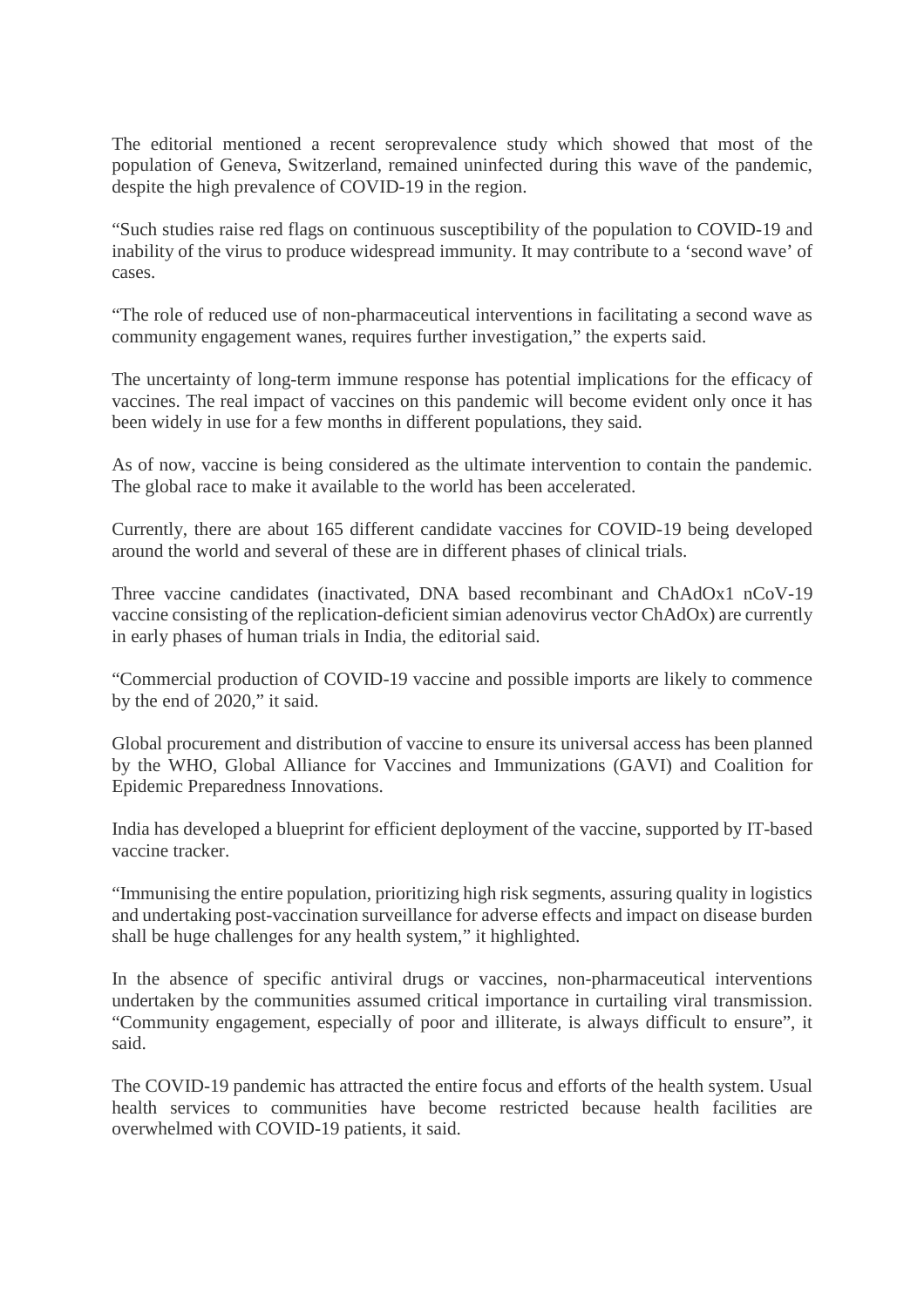The editorial mentioned a recent seroprevalence study which showed that most of the population of Geneva, Switzerland, remained uninfected during this wave of the pandemic, despite the high prevalence of COVID-19 in the region.

“Such studies raise red flags on continuous susceptibility of the population to COVID-19 and inability of the virus to produce widespread immunity. It may contribute to a ‘second wave’ of cases.

“The role of reduced use of non-pharmaceutical interventions in facilitating a second wave as community engagement wanes, requires further investigation,” the experts said.

The uncertainty of long-term immune response has potential implications for the efficacy of vaccines. The real impact of vaccines on this pandemic will become evident only once it has been widely in use for a few months in different populations, they said.

As of now, vaccine is being considered as the ultimate intervention to contain the pandemic. The global race to make it available to the world has been accelerated.

Currently, there are about 165 different candidate vaccines for COVID-19 being developed around the world and several of these are in different phases of clinical trials.

Three vaccine candidates (inactivated, DNA based recombinant and ChAdOx1 nCoV-19 vaccine consisting of the replication-deficient simian adenovirus vector ChAdOx) are currently in early phases of human trials in India, the editorial said.

“Commercial production of COVID-19 vaccine and possible imports are likely to commence by the end of 2020,” it said.

Global procurement and distribution of vaccine to ensure its universal access has been planned by the WHO, Global Alliance for Vaccines and Immunizations (GAVI) and Coalition for Epidemic Preparedness Innovations.

India has developed a blueprint for efficient deployment of the vaccine, supported by IT-based vaccine tracker.

“Immunising the entire population, prioritizing high risk segments, assuring quality in logistics and undertaking post-vaccination surveillance for adverse effects and impact on disease burden shall be huge challenges for any health system,” it highlighted.

In the absence of specific antiviral drugs or vaccines, non-pharmaceutical interventions undertaken by the communities assumed critical importance in curtailing viral transmission. “Community engagement, especially of poor and illiterate, is always difficult to ensure”, it said.

The COVID-19 pandemic has attracted the entire focus and efforts of the health system. Usual health services to communities have become restricted because health facilities are overwhelmed with COVID-19 patients, it said.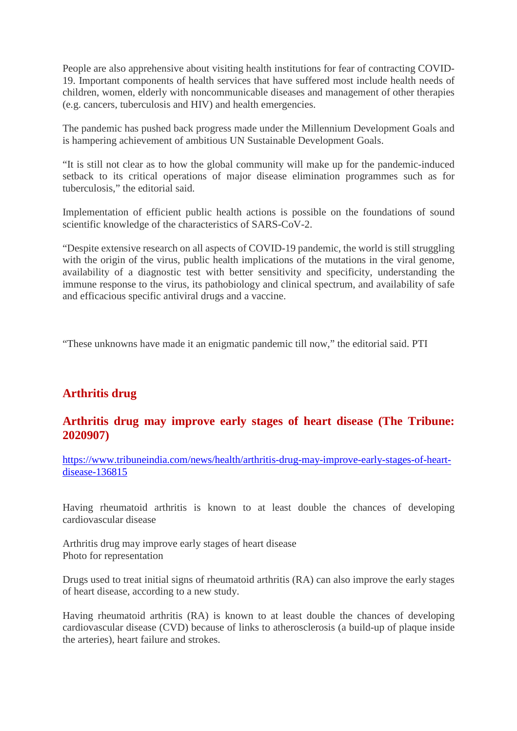People are also apprehensive about visiting health institutions for fear of contracting COVID-19. Important components of health services that have suffered most include health needs of children, women, elderly with noncommunicable diseases and management of other therapies (e.g. cancers, tuberculosis and HIV) and health emergencies.

The pandemic has pushed back progress made under the Millennium Development Goals and is hampering achievement of ambitious UN Sustainable Development Goals.

“It is still not clear as to how the global community will make up for the pandemic-induced setback to its critical operations of major disease elimination programmes such as for tuberculosis,” the editorial said.

Implementation of efficient public health actions is possible on the foundations of sound scientific knowledge of the characteristics of SARS-CoV-2.

“Despite extensive research on all aspects of COVID-19 pandemic, the world is still struggling with the origin of the virus, public health implications of the mutations in the viral genome, availability of a diagnostic test with better sensitivity and specificity, understanding the immune response to the virus, its pathobiology and clinical spectrum, and availability of safe and efficacious specific antiviral drugs and a vaccine.

“These unknowns have made it an enigmatic pandemic till now,” the editorial said. PTI

## Arthritis drug

## Arthritis drug may improve early stages of heart disease (The Tribune: 2020907)

https://www.tribuneindia.com/news/health/arthritis-drug-may-improve-early-stages-of-heart-disease-136815

Having rheumatoid arthritis is known to at least double the chances of developing cardiovascular disease

Arthritis drug may improve early stages of heart disease
Photo for representation

Drugs used to treat initial signs of rheumatoid arthritis (RA) can also improve the early stages of heart disease, according to a new study.

Having rheumatoid arthritis (RA) is known to at least double the chances of developing cardiovascular disease (CVD) because of links to atherosclerosis (a build-up of plaque inside the arteries), heart failure and strokes.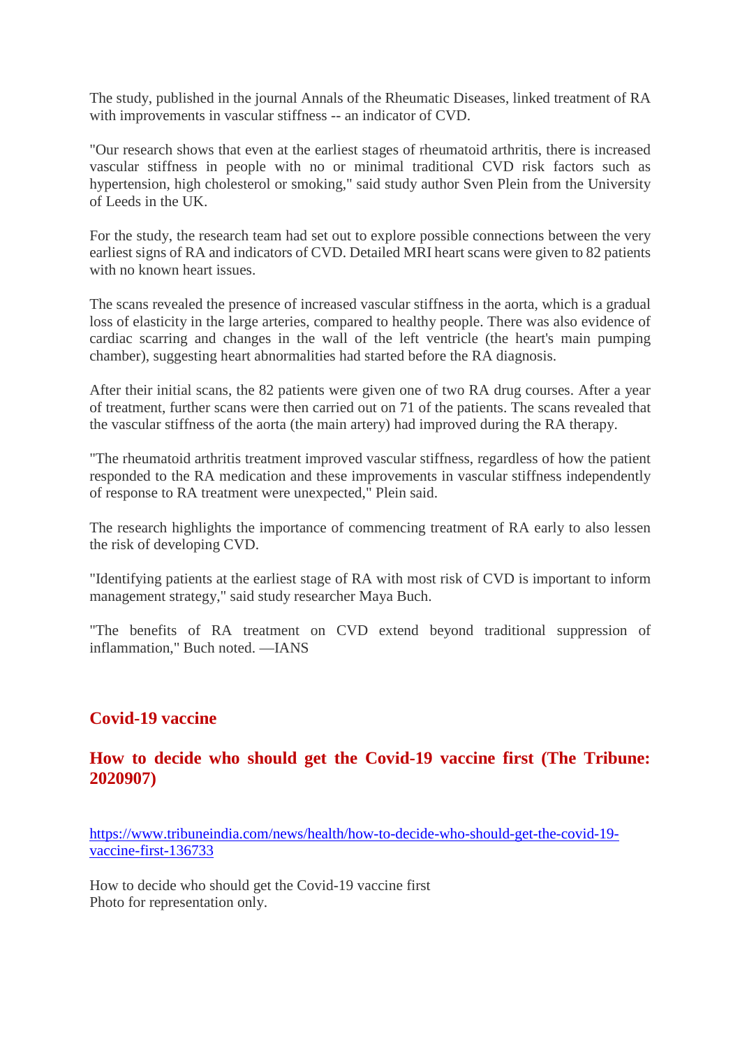The study, published in the journal Annals of the Rheumatic Diseases, linked treatment of RA with improvements in vascular stiffness -- an indicator of CVD.

"Our research shows that even at the earliest stages of rheumatoid arthritis, there is increased vascular stiffness in people with no or minimal traditional CVD risk factors such as hypertension, high cholesterol or smoking," said study author Sven Plein from the University of Leeds in the UK.

For the study, the research team had set out to explore possible connections between the very earliest signs of RA and indicators of CVD. Detailed MRI heart scans were given to 82 patients with no known heart issues.

The scans revealed the presence of increased vascular stiffness in the aorta, which is a gradual loss of elasticity in the large arteries, compared to healthy people. There was also evidence of cardiac scarring and changes in the wall of the left ventricle (the heart's main pumping chamber), suggesting heart abnormalities had started before the RA diagnosis.

After their initial scans, the 82 patients were given one of two RA drug courses. After a year of treatment, further scans were then carried out on 71 of the patients. The scans revealed that the vascular stiffness of the aorta (the main artery) had improved during the RA therapy.

"The rheumatoid arthritis treatment improved vascular stiffness, regardless of how the patient responded to the RA medication and these improvements in vascular stiffness independently of response to RA treatment were unexpected," Plein said.

The research highlights the importance of commencing treatment of RA early to also lessen the risk of developing CVD.

"Identifying patients at the earliest stage of RA with most risk of CVD is important to inform management strategy," said study researcher Maya Buch.

"The benefits of RA treatment on CVD extend beyond traditional suppression of inflammation," Buch noted. —IANS

## Covid-19 vaccine

## How to decide who should get the Covid-19 vaccine first (The Tribune: 2020907)

https://www.tribuneindia.com/news/health/how-to-decide-who-should-get-the-covid-19-vaccine-first-136733

How to decide who should get the Covid-19 vaccine first
Photo for representation only.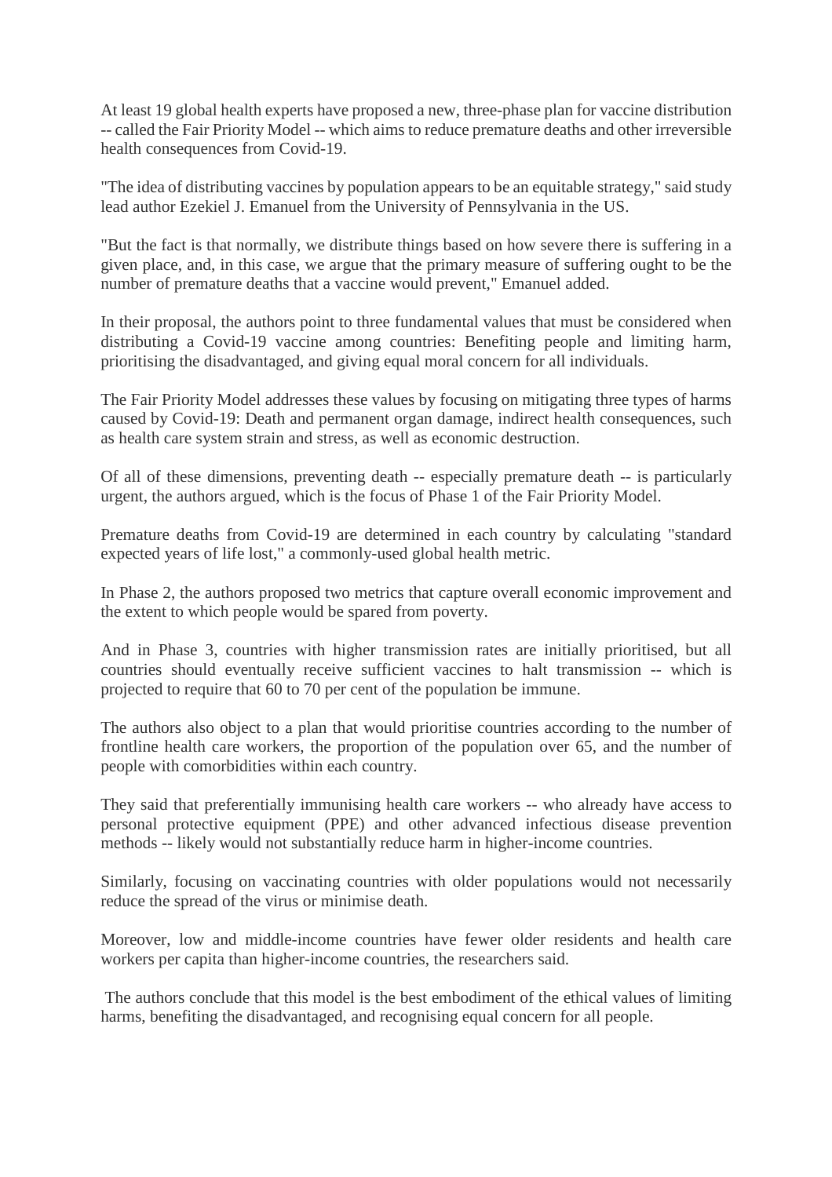At least 19 global health experts have proposed a new, three-phase plan for vaccine distribution -- called the Fair Priority Model -- which aims to reduce premature deaths and other irreversible health consequences from Covid-19.

"The idea of distributing vaccines by population appears to be an equitable strategy," said study lead author Ezekiel J. Emanuel from the University of Pennsylvania in the US.

"But the fact is that normally, we distribute things based on how severe there is suffering in a given place, and, in this case, we argue that the primary measure of suffering ought to be the number of premature deaths that a vaccine would prevent," Emanuel added.

In their proposal, the authors point to three fundamental values that must be considered when distributing a Covid-19 vaccine among countries: Benefiting people and limiting harm, prioritising the disadvantaged, and giving equal moral concern for all individuals.

The Fair Priority Model addresses these values by focusing on mitigating three types of harms caused by Covid-19: Death and permanent organ damage, indirect health consequences, such as health care system strain and stress, as well as economic destruction.

Of all of these dimensions, preventing death -- especially premature death -- is particularly urgent, the authors argued, which is the focus of Phase 1 of the Fair Priority Model.

Premature deaths from Covid-19 are determined in each country by calculating "standard expected years of life lost," a commonly-used global health metric.

In Phase 2, the authors proposed two metrics that capture overall economic improvement and the extent to which people would be spared from poverty.

And in Phase 3, countries with higher transmission rates are initially prioritised, but all countries should eventually receive sufficient vaccines to halt transmission -- which is projected to require that 60 to 70 per cent of the population be immune.

The authors also object to a plan that would prioritise countries according to the number of frontline health care workers, the proportion of the population over 65, and the number of people with comorbidities within each country.

They said that preferentially immunising health care workers -- who already have access to personal protective equipment (PPE) and other advanced infectious disease prevention methods -- likely would not substantially reduce harm in higher-income countries.

Similarly, focusing on vaccinating countries with older populations would not necessarily reduce the spread of the virus or minimise death.

Moreover, low and middle-income countries have fewer older residents and health care workers per capita than higher-income countries, the researchers said.

The authors conclude that this model is the best embodiment of the ethical values of limiting harms, benefiting the disadvantaged, and recognising equal concern for all people.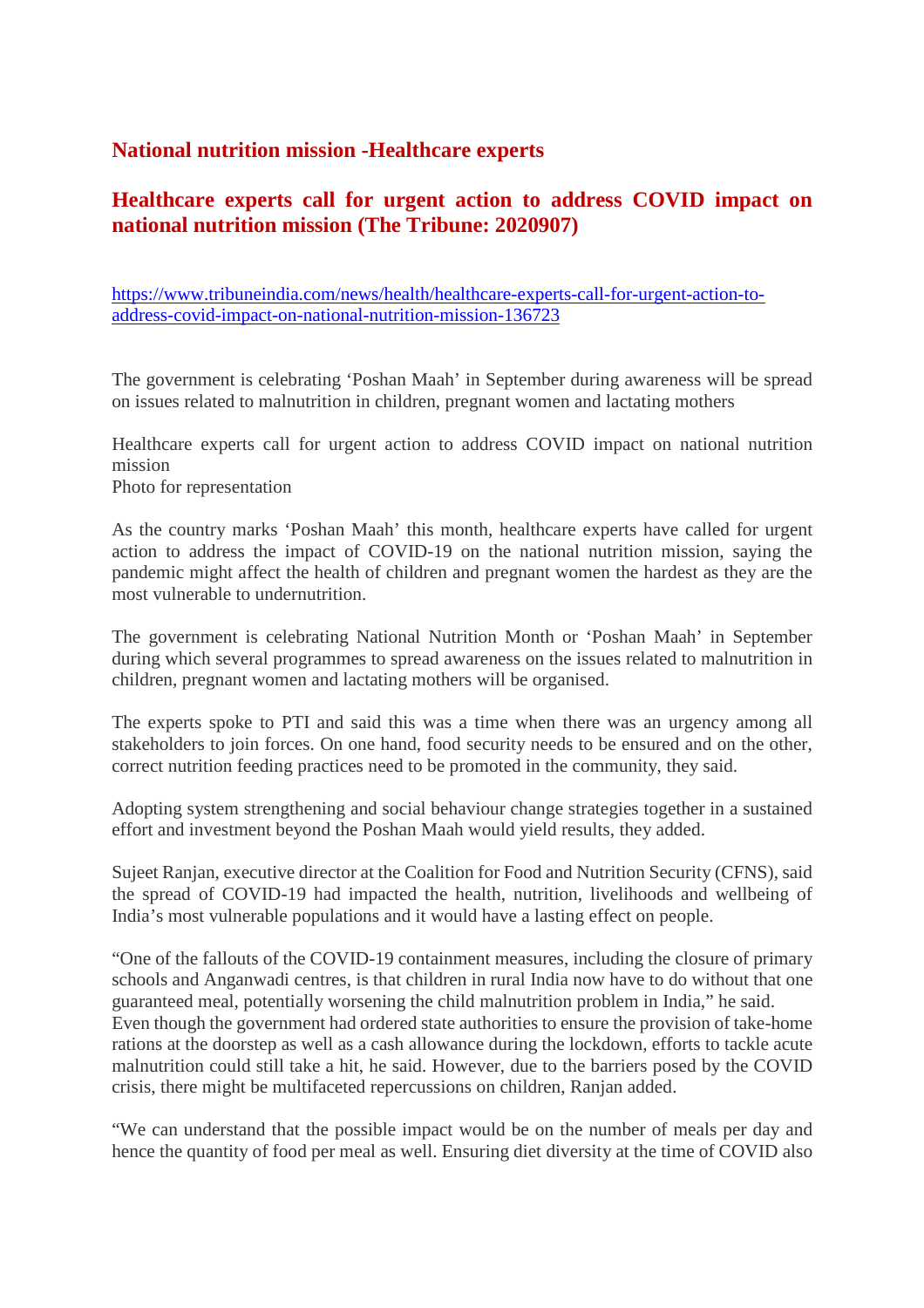## National nutrition mission -Healthcare experts

## Healthcare experts call for urgent action to address COVID impact on national nutrition mission (The Tribune: 2020907)

https://www.tribuneindia.com/news/health/healthcare-experts-call-for-urgent-action-to-address-covid-impact-on-national-nutrition-mission-136723

The government is celebrating 'Poshan Maah' in September during awareness will be spread on issues related to malnutrition in children, pregnant women and lactating mothers

Healthcare experts call for urgent action to address COVID impact on national nutrition mission
Photo for representation

As the country marks 'Poshan Maah' this month, healthcare experts have called for urgent action to address the impact of COVID-19 on the national nutrition mission, saying the pandemic might affect the health of children and pregnant women the hardest as they are the most vulnerable to undernutrition.

The government is celebrating National Nutrition Month or 'Poshan Maah' in September during which several programmes to spread awareness on the issues related to malnutrition in children, pregnant women and lactating mothers will be organised.

The experts spoke to PTI and said this was a time when there was an urgency among all stakeholders to join forces. On one hand, food security needs to be ensured and on the other, correct nutrition feeding practices need to be promoted in the community, they said.

Adopting system strengthening and social behaviour change strategies together in a sustained effort and investment beyond the Poshan Maah would yield results, they added.

Sujeet Ranjan, executive director at the Coalition for Food and Nutrition Security (CFNS), said the spread of COVID-19 had impacted the health, nutrition, livelihoods and wellbeing of India's most vulnerable populations and it would have a lasting effect on people.

"One of the fallouts of the COVID-19 containment measures, including the closure of primary schools and Anganwadi centres, is that children in rural India now have to do without that one guaranteed meal, potentially worsening the child malnutrition problem in India," he said.
Even though the government had ordered state authorities to ensure the provision of take-home rations at the doorstep as well as a cash allowance during the lockdown, efforts to tackle acute malnutrition could still take a hit, he said. However, due to the barriers posed by the COVID crisis, there might be multifaceted repercussions on children, Ranjan added.

"We can understand that the possible impact would be on the number of meals per day and hence the quantity of food per meal as well. Ensuring diet diversity at the time of COVID also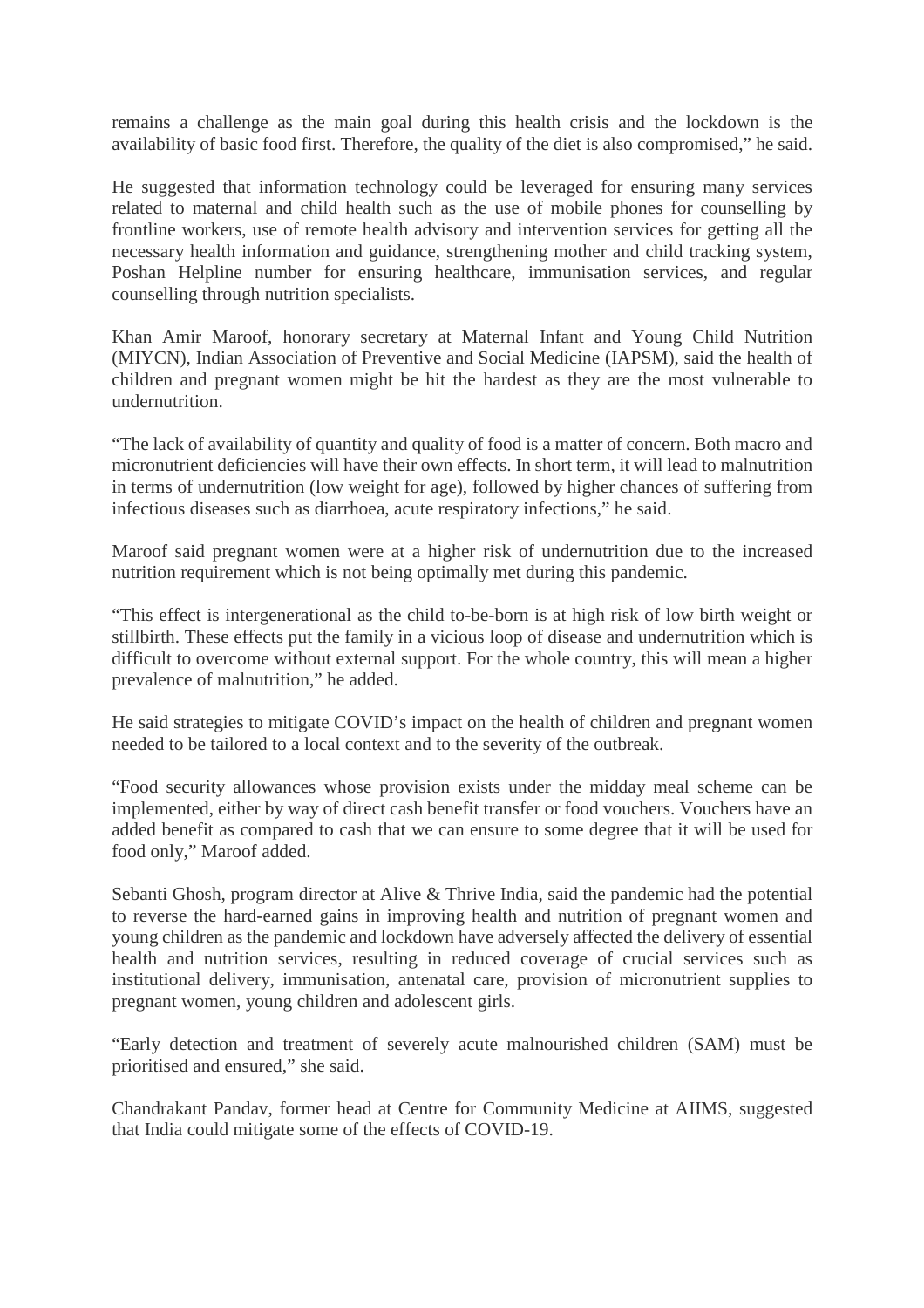remains a challenge as the main goal during this health crisis and the lockdown is the availability of basic food first. Therefore, the quality of the diet is also compromised," he said.

He suggested that information technology could be leveraged for ensuring many services related to maternal and child health such as the use of mobile phones for counselling by frontline workers, use of remote health advisory and intervention services for getting all the necessary health information and guidance, strengthening mother and child tracking system, Poshan Helpline number for ensuring healthcare, immunisation services, and regular counselling through nutrition specialists.

Khan Amir Maroof, honorary secretary at Maternal Infant and Young Child Nutrition (MIYCN), Indian Association of Preventive and Social Medicine (IAPSM), said the health of children and pregnant women might be hit the hardest as they are the most vulnerable to undernutrition.

"The lack of availability of quantity and quality of food is a matter of concern. Both macro and micronutrient deficiencies will have their own effects. In short term, it will lead to malnutrition in terms of undernutrition (low weight for age), followed by higher chances of suffering from infectious diseases such as diarrhoea, acute respiratory infections," he said.

Maroof said pregnant women were at a higher risk of undernutrition due to the increased nutrition requirement which is not being optimally met during this pandemic.

"This effect is intergenerational as the child to-be-born is at high risk of low birth weight or stillbirth. These effects put the family in a vicious loop of disease and undernutrition which is difficult to overcome without external support. For the whole country, this will mean a higher prevalence of malnutrition," he added.

He said strategies to mitigate COVID's impact on the health of children and pregnant women needed to be tailored to a local context and to the severity of the outbreak.

"Food security allowances whose provision exists under the midday meal scheme can be implemented, either by way of direct cash benefit transfer or food vouchers. Vouchers have an added benefit as compared to cash that we can ensure to some degree that it will be used for food only," Maroof added.

Sebanti Ghosh, program director at Alive & Thrive India, said the pandemic had the potential to reverse the hard-earned gains in improving health and nutrition of pregnant women and young children as the pandemic and lockdown have adversely affected the delivery of essential health and nutrition services, resulting in reduced coverage of crucial services such as institutional delivery, immunisation, antenatal care, provision of micronutrient supplies to pregnant women, young children and adolescent girls.

"Early detection and treatment of severely acute malnourished children (SAM) must be prioritised and ensured," she said.

Chandrakant Pandav, former head at Centre for Community Medicine at AIIMS, suggested that India could mitigate some of the effects of COVID-19.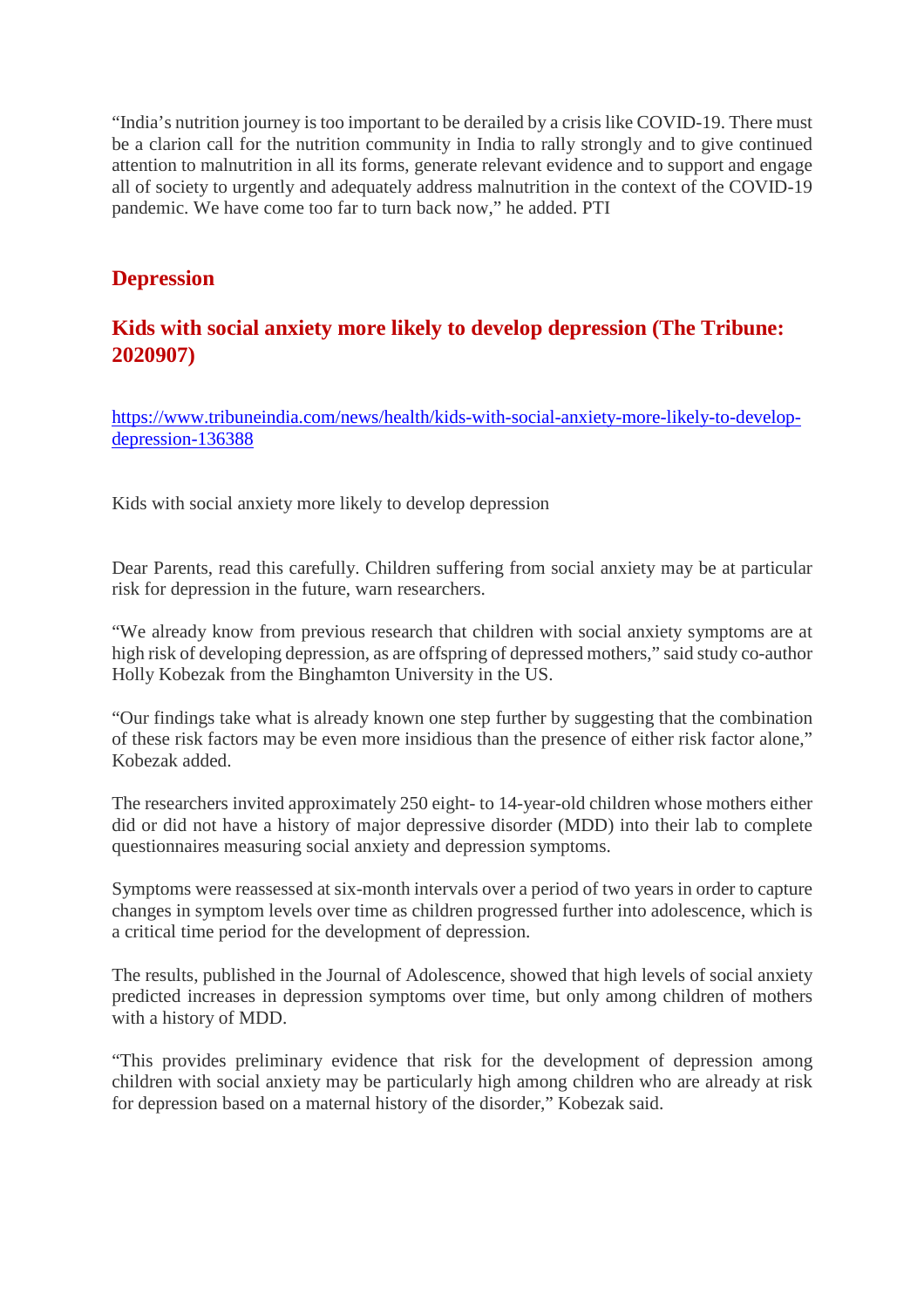"India's nutrition journey is too important to be derailed by a crisis like COVID-19. There must be a clarion call for the nutrition community in India to rally strongly and to give continued attention to malnutrition in all its forms, generate relevant evidence and to support and engage all of society to urgently and adequately address malnutrition in the context of the COVID-19 pandemic. We have come too far to turn back now," he added. PTI

## Depression

### Kids with social anxiety more likely to develop depression (The Tribune: 2020907)

https://www.tribuneindia.com/news/health/kids-with-social-anxiety-more-likely-to-develop-depression-136388

Kids with social anxiety more likely to develop depression

Dear Parents, read this carefully. Children suffering from social anxiety may be at particular risk for depression in the future, warn researchers.

"We already know from previous research that children with social anxiety symptoms are at high risk of developing depression, as are offspring of depressed mothers," said study co-author Holly Kobezak from the Binghamton University in the US.

"Our findings take what is already known one step further by suggesting that the combination of these risk factors may be even more insidious than the presence of either risk factor alone," Kobezak added.

The researchers invited approximately 250 eight- to 14-year-old children whose mothers either did or did not have a history of major depressive disorder (MDD) into their lab to complete questionnaires measuring social anxiety and depression symptoms.

Symptoms were reassessed at six-month intervals over a period of two years in order to capture changes in symptom levels over time as children progressed further into adolescence, which is a critical time period for the development of depression.

The results, published in the Journal of Adolescence, showed that high levels of social anxiety predicted increases in depression symptoms over time, but only among children of mothers with a history of MDD.

"This provides preliminary evidence that risk for the development of depression among children with social anxiety may be particularly high among children who are already at risk for depression based on a maternal history of the disorder," Kobezak said.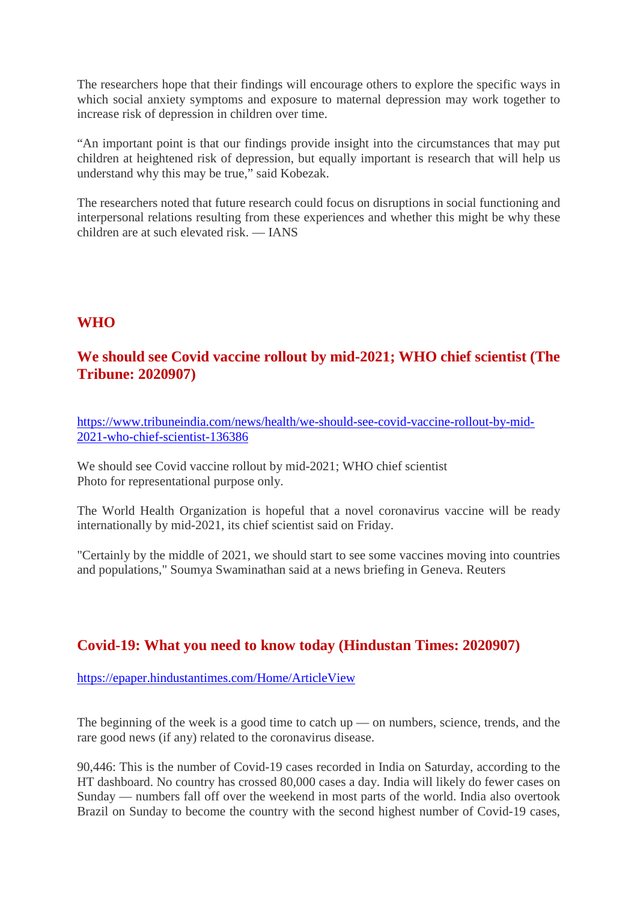The researchers hope that their findings will encourage others to explore the specific ways in which social anxiety symptoms and exposure to maternal depression may work together to increase risk of depression in children over time.

“An important point is that our findings provide insight into the circumstances that may put children at heightened risk of depression, but equally important is research that will help us understand why this may be true,” said Kobezak.

The researchers noted that future research could focus on disruptions in social functioning and interpersonal relations resulting from these experiences and whether this might be why these children are at such elevated risk. — IANS

## WHO

## We should see Covid vaccine rollout by mid-2021; WHO chief scientist (The Tribune: 2020907)

https://www.tribuneindia.com/news/health/we-should-see-covid-vaccine-rollout-by-mid-2021-who-chief-scientist-136386

We should see Covid vaccine rollout by mid-2021; WHO chief scientist
Photo for representational purpose only.

The World Health Organization is hopeful that a novel coronavirus vaccine will be ready internationally by mid-2021, its chief scientist said on Friday.

"Certainly by the middle of 2021, we should start to see some vaccines moving into countries and populations," Soumya Swaminathan said at a news briefing in Geneva. Reuters

## Covid-19: What you need to know today (Hindustan Times: 2020907)

https://epaper.hindustantimes.com/Home/ArticleView

The beginning of the week is a good time to catch up — on numbers, science, trends, and the rare good news (if any) related to the coronavirus disease.

90,446: This is the number of Covid-19 cases recorded in India on Saturday, according to the HT dashboard. No country has crossed 80,000 cases a day. India will likely do fewer cases on Sunday — numbers fall off over the weekend in most parts of the world. India also overtook Brazil on Sunday to become the country with the second highest number of Covid-19 cases,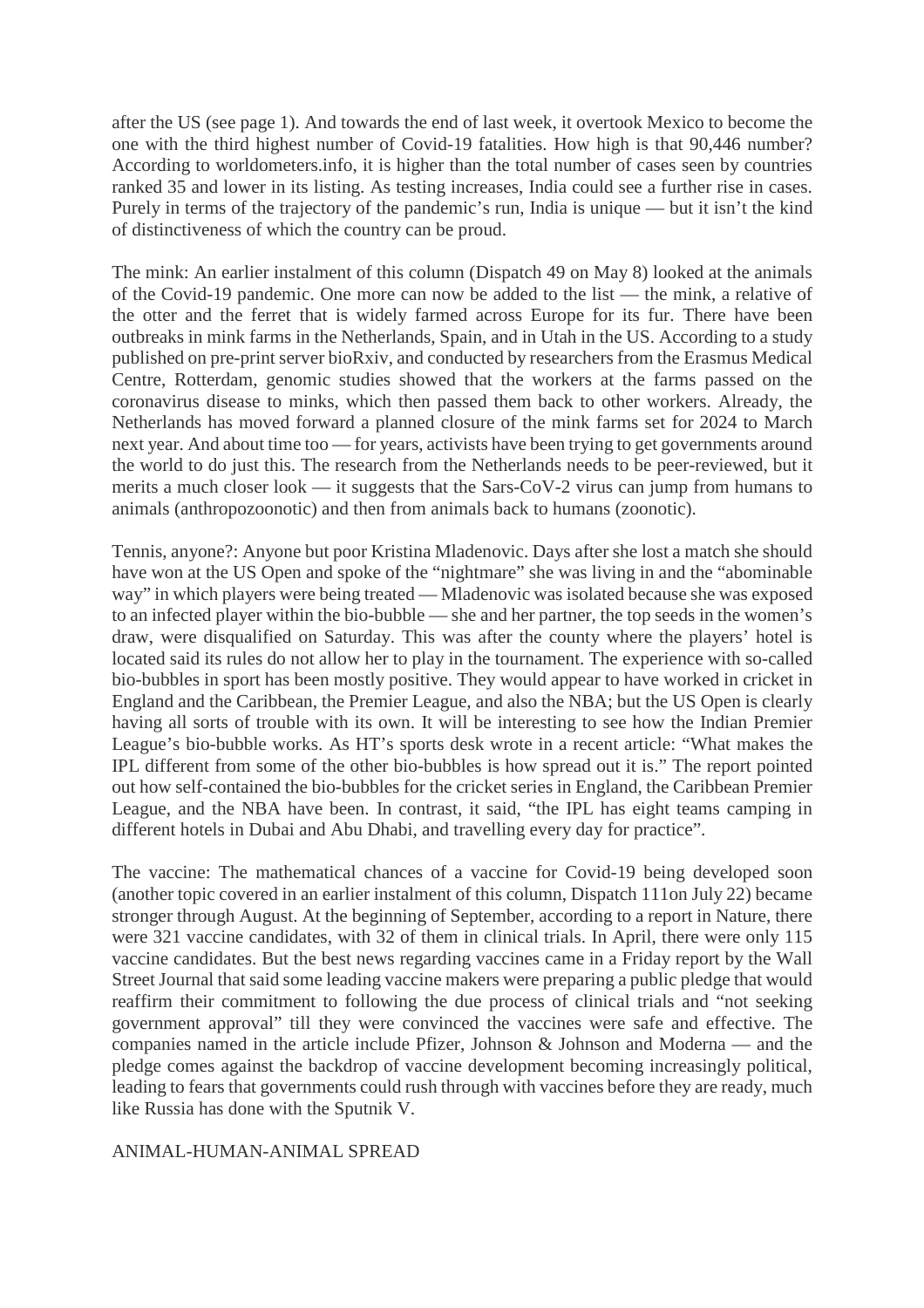after the US (see page 1). And towards the end of last week, it overtook Mexico to become the one with the third highest number of Covid-19 fatalities. How high is that 90,446 number? According to worldometers.info, it is higher than the total number of cases seen by countries ranked 35 and lower in its listing. As testing increases, India could see a further rise in cases. Purely in terms of the trajectory of the pandemic's run, India is unique — but it isn't the kind of distinctiveness of which the country can be proud.

The mink: An earlier instalment of this column (Dispatch 49 on May 8) looked at the animals of the Covid-19 pandemic. One more can now be added to the list — the mink, a relative of the otter and the ferret that is widely farmed across Europe for its fur. There have been outbreaks in mink farms in the Netherlands, Spain, and in Utah in the US. According to a study published on pre-print server bioRxiv, and conducted by researchers from the Erasmus Medical Centre, Rotterdam, genomic studies showed that the workers at the farms passed on the coronavirus disease to minks, which then passed them back to other workers. Already, the Netherlands has moved forward a planned closure of the mink farms set for 2024 to March next year. And about time too — for years, activists have been trying to get governments around the world to do just this. The research from the Netherlands needs to be peer-reviewed, but it merits a much closer look — it suggests that the Sars-CoV-2 virus can jump from humans to animals (anthropozoonotic) and then from animals back to humans (zoonotic).

Tennis, anyone?: Anyone but poor Kristina Mladenovic. Days after she lost a match she should have won at the US Open and spoke of the "nightmare" she was living in and the "abominable way" in which players were being treated — Mladenovic was isolated because she was exposed to an infected player within the bio-bubble — she and her partner, the top seeds in the women's draw, were disqualified on Saturday. This was after the county where the players' hotel is located said its rules do not allow her to play in the tournament. The experience with so-called bio-bubbles in sport has been mostly positive. They would appear to have worked in cricket in England and the Caribbean, the Premier League, and also the NBA; but the US Open is clearly having all sorts of trouble with its own. It will be interesting to see how the Indian Premier League's bio-bubble works. As HT's sports desk wrote in a recent article: "What makes the IPL different from some of the other bio-bubbles is how spread out it is." The report pointed out how self-contained the bio-bubbles for the cricket series in England, the Caribbean Premier League, and the NBA have been. In contrast, it said, "the IPL has eight teams camping in different hotels in Dubai and Abu Dhabi, and travelling every day for practice".

The vaccine: The mathematical chances of a vaccine for Covid-19 being developed soon (another topic covered in an earlier instalment of this column, Dispatch 111on July 22) became stronger through August. At the beginning of September, according to a report in Nature, there were 321 vaccine candidates, with 32 of them in clinical trials. In April, there were only 115 vaccine candidates. But the best news regarding vaccines came in a Friday report by the Wall Street Journal that said some leading vaccine makers were preparing a public pledge that would reaffirm their commitment to following the due process of clinical trials and "not seeking government approval" till they were convinced the vaccines were safe and effective. The companies named in the article include Pfizer, Johnson & Johnson and Moderna — and the pledge comes against the backdrop of vaccine development becoming increasingly political, leading to fears that governments could rush through with vaccines before they are ready, much like Russia has done with the Sputnik V.

ANIMAL-HUMAN-ANIMAL SPREAD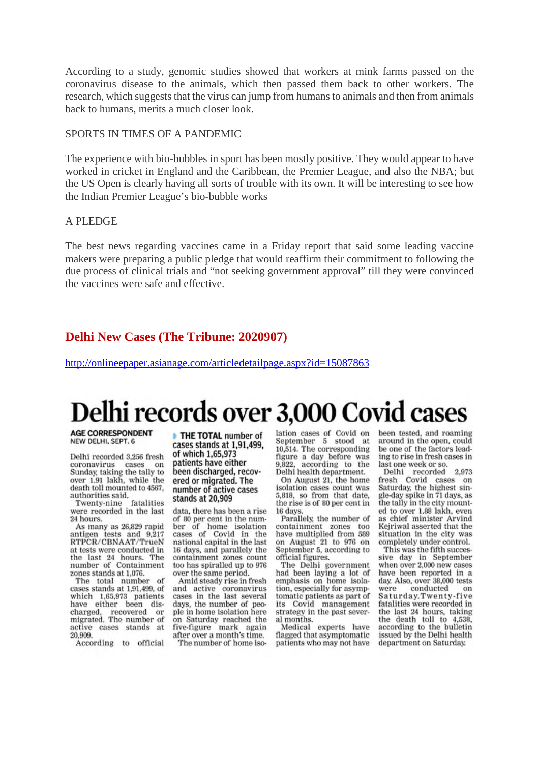According to a study, genomic studies showed that workers at mink farms passed on the coronavirus disease to the animals, which then passed them back to other workers. The research, which suggests that the virus can jump from humans to animals and then from animals back to humans, merits a much closer look.

SPORTS IN TIMES OF A PANDEMIC

The experience with bio-bubbles in sport has been mostly positive. They would appear to have worked in cricket in England and the Caribbean, the Premier League, and also the NBA; but the US Open is clearly having all sorts of trouble with its own. It will be interesting to see how the Indian Premier League's bio-bubble works

A PLEDGE

The best news regarding vaccines came in a Friday report that said some leading vaccine makers were preparing a public pledge that would reaffirm their commitment to following the due process of clinical trials and "not seeking government approval" till they were convinced the vaccines were safe and effective.

## Delhi New Cases (The Tribune: 2020907)

http://onlineepaper.asianage.com/articledetailpage.aspx?id=15087863

# Delhi records over 3,000 Covid cases

**AGE CORRESPONDENT**
NEW DELHI, SEPT. 6

Delhi recorded 3,256 fresh coronavirus cases on Sunday, taking the tally to over 1.91 lakh, while the death toll mounted to 4567, authorities said.

Twenty-nine fatalities were recorded in the last 24 hours.

As many as 26,829 rapid antigen tests and 9,217 RTPCR/CBNAAT/TrueN at tests were conducted in the last 24 hours. The number of Containment zones stands at 1,076.

The total number of cases stands at 1,91,499, of which 1,65,973 patients have either been discharged, recovered or migrated. The number of active cases stands at 20,909.

According to official data, there has been a rise of 80 per cent in the number of home isolation cases of Covid in the national capital in the last 16 days, and parallely the containment zones count too has spiralled up to 976 over the same period.

**THE TOTAL number of cases stands at 1,91,499, of which 1,65,973 patients have either been discharged, recovered or migrated. The number of active cases stands at 20,909**

Amid steady rise in fresh and active coronavirus cases in the last several days, the number of people in home isolation here on Saturday reached the five-figure mark again after over a month's time.

The number of home isolation cases of Covid on September 5 stood at 10,514. The corresponding figure a day before was 9,822, according to the Delhi health department.

On August 21, the home isolation cases count was 5,818, so from that date, the rise is of 80 per cent in 16 days.

Parallely, the number of containment zones too have multiplied from 589 on August 21 to 976 on September 5, according to official figures.

The Delhi government had been laying a lot of emphasis on home isolation, especially for asymptomatic patients as part of its Covid management strategy in the past several months.

Medical experts have flagged that asymptomatic patients who may not have been tested, and roaming around in the open, could be one of the factors leading to rise in fresh cases in last one week or so.

Delhi recorded 2,973 fresh Covid cases on Saturday, the highest single-day spike in 71 days, as the tally in the city mounted to over 1.88 lakh, even as chief minister Arvind Kejriwal asserted that the situation in the city was completely under control.

This was the fifth successive day in September when over 2,000 new cases have been reported in a day. Also, over 38,000 tests were conducted on Saturday. Twenty-five fatalities were recorded in the last 24 hours, taking the death toll to 4,538, according to the bulletin issued by the Delhi health department on Saturday.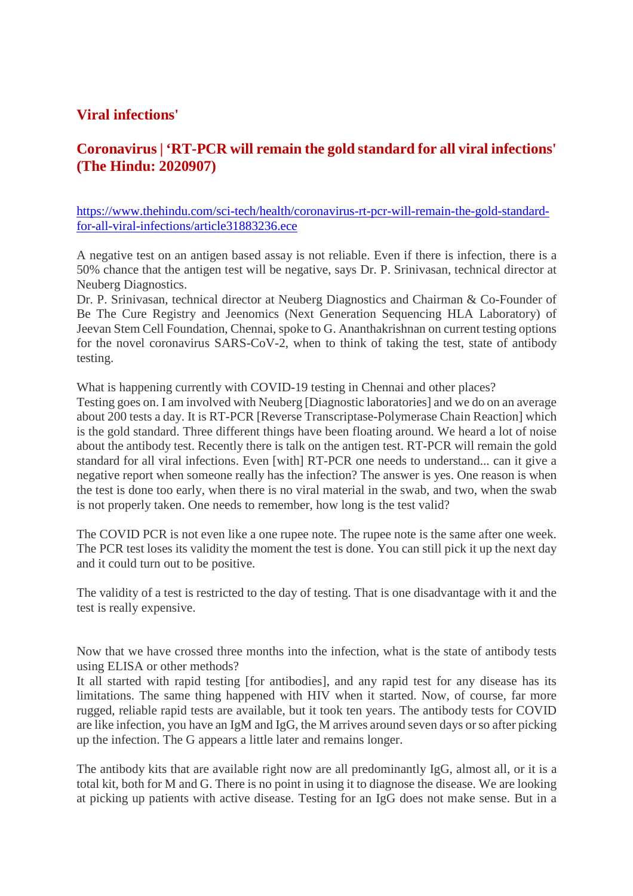## Viral infections'

## Coronavirus | 'RT-PCR will remain the gold standard for all viral infections' (The Hindu: 2020907)

[https://www.thehindu.com/sci-tech/health/coronavirus-rt-pcr-will-remain-the-gold-standard-for-all-viral-infections/article31883236.ece](https://www.thehindu.com/sci-tech/health/coronavirus-rt-pcr-will-remain-the-gold-standard-for-all-viral-infections/article31883236.ece)

A negative test on an antigen based assay is not reliable. Even if there is infection, there is a 50% chance that the antigen test will be negative, says Dr. P. Srinivasan, technical director at Neuberg Diagnostics.
Dr. P. Srinivasan, technical director at Neuberg Diagnostics and Chairman & Co-Founder of Be The Cure Registry and Jeenomics (Next Generation Sequencing HLA Laboratory) of Jeevan Stem Cell Foundation, Chennai, spoke to G. Ananthakrishnan on current testing options for the novel coronavirus SARS-CoV-2, when to think of taking the test, state of antibody testing.

What is happening currently with COVID-19 testing in Chennai and other places?
Testing goes on. I am involved with Neuberg [Diagnostic laboratories] and we do on an average about 200 tests a day. It is RT-PCR [Reverse Transcriptase-Polymerase Chain Reaction] which is the gold standard. Three different things have been floating around. We heard a lot of noise about the antibody test. Recently there is talk on the antigen test. RT-PCR will remain the gold standard for all viral infections. Even [with] RT-PCR one needs to understand... can it give a negative report when someone really has the infection? The answer is yes. One reason is when the test is done too early, when there is no viral material in the swab, and two, when the swab is not properly taken. One needs to remember, how long is the test valid?

The COVID PCR is not even like a one rupee note. The rupee note is the same after one week. The PCR test loses its validity the moment the test is done. You can still pick it up the next day and it could turn out to be positive.

The validity of a test is restricted to the day of testing. That is one disadvantage with it and the test is really expensive.

Now that we have crossed three months into the infection, what is the state of antibody tests using ELISA or other methods?
It all started with rapid testing [for antibodies], and any rapid test for any disease has its limitations. The same thing happened with HIV when it started. Now, of course, far more rugged, reliable rapid tests are available, but it took ten years. The antibody tests for COVID are like infection, you have an IgM and IgG, the M arrives around seven days or so after picking up the infection. The G appears a little later and remains longer.

The antibody kits that are available right now are all predominantly IgG, almost all, or it is a total kit, both for M and G. There is no point in using it to diagnose the disease. We are looking at picking up patients with active disease. Testing for an IgG does not make sense. But in a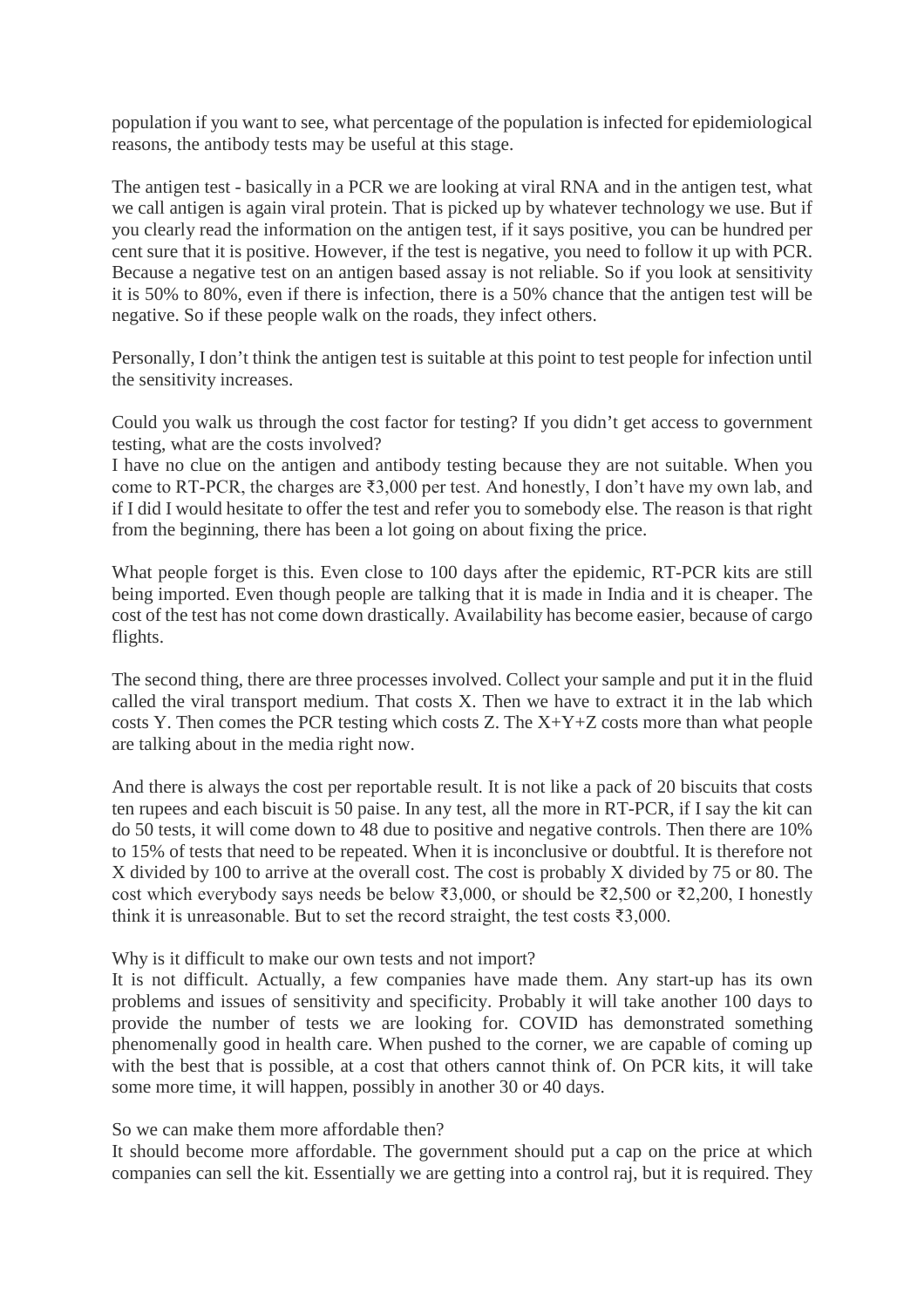population if you want to see, what percentage of the population is infected for epidemiological reasons, the antibody tests may be useful at this stage.

The antigen test - basically in a PCR we are looking at viral RNA and in the antigen test, what we call antigen is again viral protein. That is picked up by whatever technology we use. But if you clearly read the information on the antigen test, if it says positive, you can be hundred per cent sure that it is positive. However, if the test is negative, you need to follow it up with PCR. Because a negative test on an antigen based assay is not reliable. So if you look at sensitivity it is 50% to 80%, even if there is infection, there is a 50% chance that the antigen test will be negative. So if these people walk on the roads, they infect others.

Personally, I don't think the antigen test is suitable at this point to test people for infection until the sensitivity increases.

Could you walk us through the cost factor for testing? If you didn't get access to government testing, what are the costs involved?
I have no clue on the antigen and antibody testing because they are not suitable. When you come to RT-PCR, the charges are ₹3,000 per test. And honestly, I don't have my own lab, and if I did I would hesitate to offer the test and refer you to somebody else. The reason is that right from the beginning, there has been a lot going on about fixing the price.

What people forget is this. Even close to 100 days after the epidemic, RT-PCR kits are still being imported. Even though people are talking that it is made in India and it is cheaper. The cost of the test has not come down drastically. Availability has become easier, because of cargo flights.

The second thing, there are three processes involved. Collect your sample and put it in the fluid called the viral transport medium. That costs X. Then we have to extract it in the lab which costs Y. Then comes the PCR testing which costs Z. The X+Y+Z costs more than what people are talking about in the media right now.

And there is always the cost per reportable result. It is not like a pack of 20 biscuits that costs ten rupees and each biscuit is 50 paise. In any test, all the more in RT-PCR, if I say the kit can do 50 tests, it will come down to 48 due to positive and negative controls. Then there are 10% to 15% of tests that need to be repeated. When it is inconclusive or doubtful. It is therefore not X divided by 100 to arrive at the overall cost. The cost is probably X divided by 75 or 80. The cost which everybody says needs be below ₹3,000, or should be ₹2,500 or ₹2,200, I honestly think it is unreasonable. But to set the record straight, the test costs ₹3,000.

Why is it difficult to make our own tests and not import?
It is not difficult. Actually, a few companies have made them. Any start-up has its own problems and issues of sensitivity and specificity. Probably it will take another 100 days to provide the number of tests we are looking for. COVID has demonstrated something phenomenally good in health care. When pushed to the corner, we are capable of coming up with the best that is possible, at a cost that others cannot think of. On PCR kits, it will take some more time, it will happen, possibly in another 30 or 40 days.

So we can make them more affordable then?
It should become more affordable. The government should put a cap on the price at which companies can sell the kit. Essentially we are getting into a control raj, but it is required. They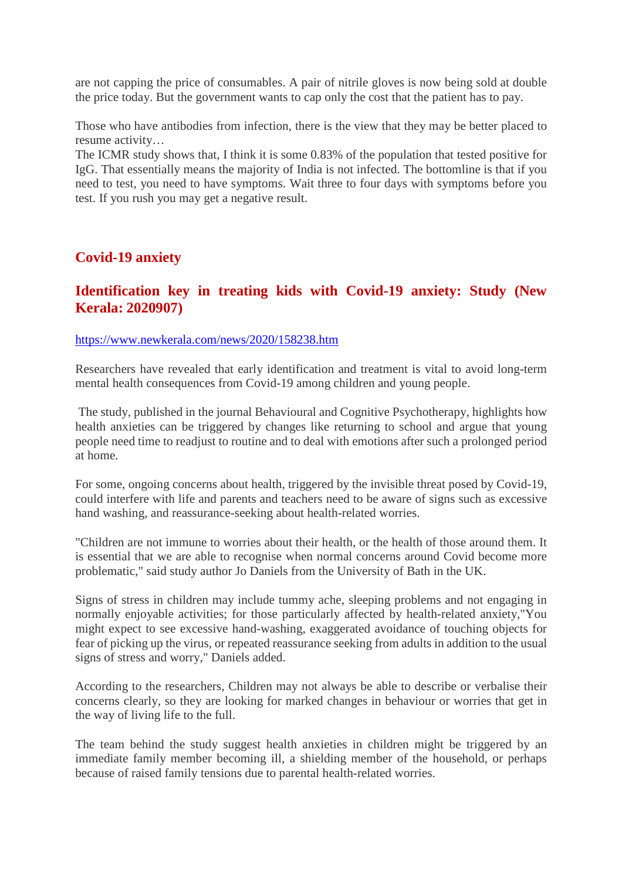are not capping the price of consumables. A pair of nitrile gloves is now being sold at double the price today. But the government wants to cap only the cost that the patient has to pay.

Those who have antibodies from infection, there is the view that they may be better placed to resume activity…

The ICMR study shows that, I think it is some 0.83% of the population that tested positive for IgG. That essentially means the majority of India is not infected. The bottomline is that if you need to test, you need to have symptoms. Wait three to four days with symptoms before you test. If you rush you may get a negative result.

## Covid-19 anxiety

## Identification key in treating kids with Covid-19 anxiety: Study (New Kerala: 2020907)

https://www.newkerala.com/news/2020/158238.htm

Researchers have revealed that early identification and treatment is vital to avoid long-term mental health consequences from Covid-19 among children and young people.

The study, published in the journal Behavioural and Cognitive Psychotherapy, highlights how health anxieties can be triggered by changes like returning to school and argue that young people need time to readjust to routine and to deal with emotions after such a prolonged period at home.

For some, ongoing concerns about health, triggered by the invisible threat posed by Covid-19, could interfere with life and parents and teachers need to be aware of signs such as excessive hand washing, and reassurance-seeking about health-related worries.

"Children are not immune to worries about their health, or the health of those around them. It is essential that we are able to recognise when normal concerns around Covid become more problematic," said study author Jo Daniels from the University of Bath in the UK.

Signs of stress in children may include tummy ache, sleeping problems and not engaging in normally enjoyable activities; for those particularly affected by health-related anxiety,"You might expect to see excessive hand-washing, exaggerated avoidance of touching objects for fear of picking up the virus, or repeated reassurance seeking from adults in addition to the usual signs of stress and worry," Daniels added.

According to the researchers, Children may not always be able to describe or verbalise their concerns clearly, so they are looking for marked changes in behaviour or worries that get in the way of living life to the full.

The team behind the study suggest health anxieties in children might be triggered by an immediate family member becoming ill, a shielding member of the household, or perhaps because of raised family tensions due to parental health-related worries.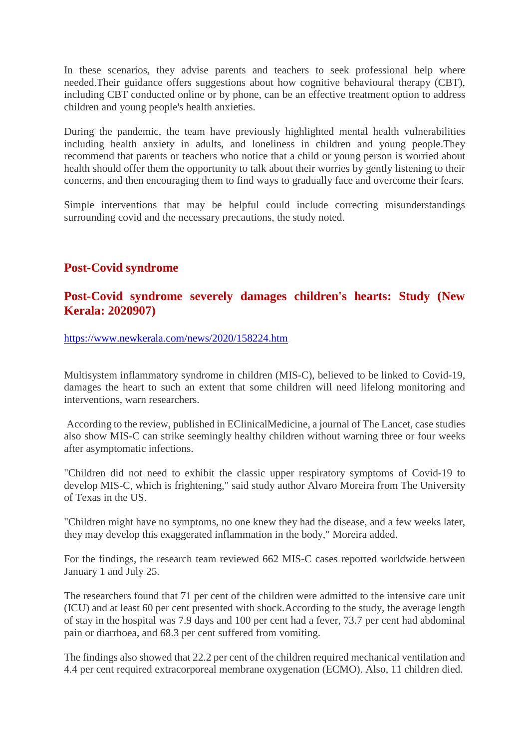In these scenarios, they advise parents and teachers to seek professional help where needed.Their guidance offers suggestions about how cognitive behavioural therapy (CBT), including CBT conducted online or by phone, can be an effective treatment option to address children and young people's health anxieties.

During the pandemic, the team have previously highlighted mental health vulnerabilities including health anxiety in adults, and loneliness in children and young people.They recommend that parents or teachers who notice that a child or young person is worried about health should offer them the opportunity to talk about their worries by gently listening to their concerns, and then encouraging them to find ways to gradually face and overcome their fears.

Simple interventions that may be helpful could include correcting misunderstandings surrounding covid and the necessary precautions, the study noted.

## Post-Covid syndrome

## Post-Covid syndrome severely damages children's hearts: Study (New Kerala: 2020907)

https://www.newkerala.com/news/2020/158224.htm

Multisystem inflammatory syndrome in children (MIS-C), believed to be linked to Covid-19, damages the heart to such an extent that some children will need lifelong monitoring and interventions, warn researchers.

According to the review, published in EClinicalMedicine, a journal of The Lancet, case studies also show MIS-C can strike seemingly healthy children without warning three or four weeks after asymptomatic infections.

"Children did not need to exhibit the classic upper respiratory symptoms of Covid-19 to develop MIS-C, which is frightening," said study author Alvaro Moreira from The University of Texas in the US.

"Children might have no symptoms, no one knew they had the disease, and a few weeks later, they may develop this exaggerated inflammation in the body," Moreira added.

For the findings, the research team reviewed 662 MIS-C cases reported worldwide between January 1 and July 25.

The researchers found that 71 per cent of the children were admitted to the intensive care unit (ICU) and at least 60 per cent presented with shock.According to the study, the average length of stay in the hospital was 7.9 days and 100 per cent had a fever, 73.7 per cent had abdominal pain or diarrhoea, and 68.3 per cent suffered from vomiting.

The findings also showed that 22.2 per cent of the children required mechanical ventilation and 4.4 per cent required extracorporeal membrane oxygenation (ECMO). Also, 11 children died.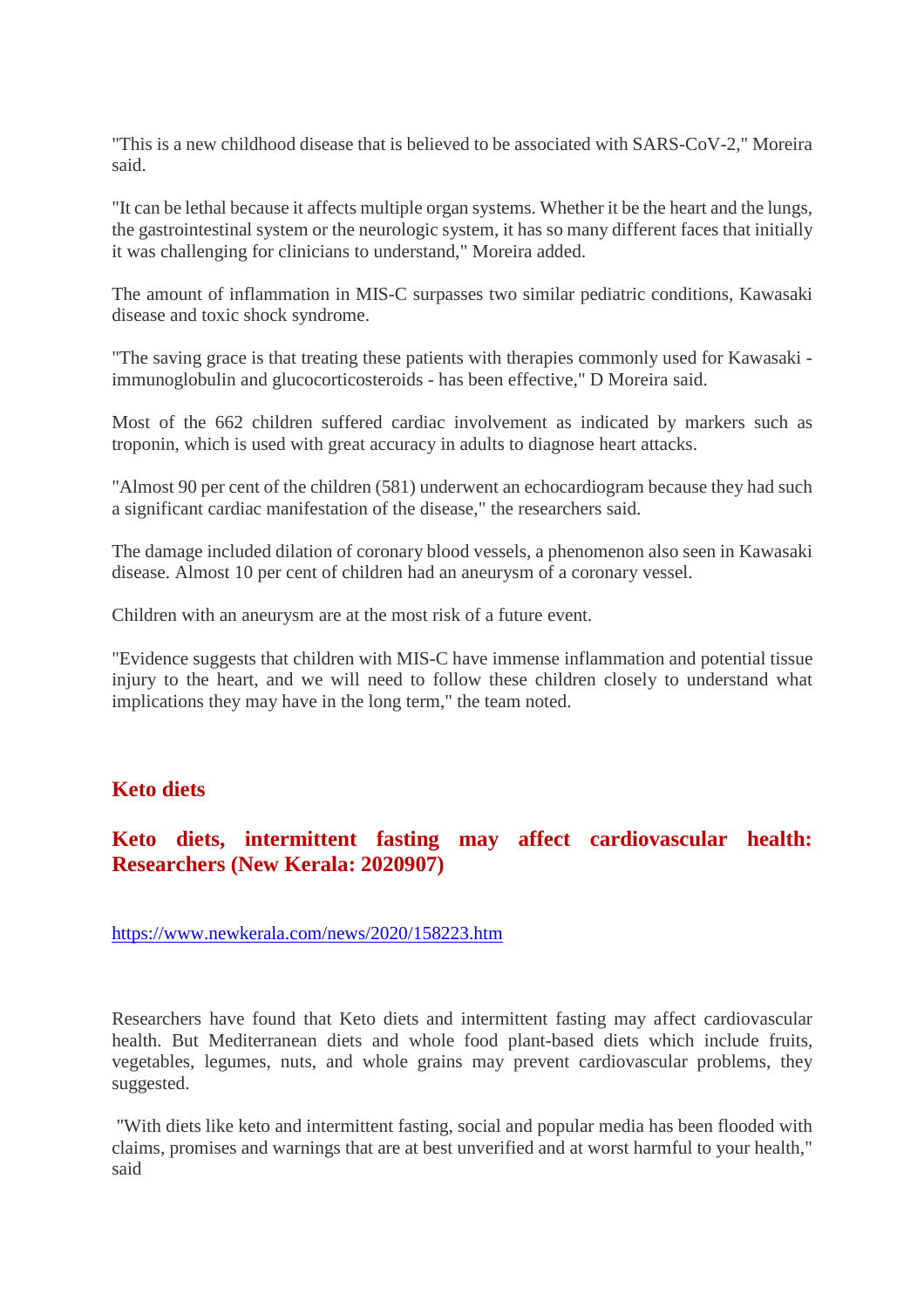"This is a new childhood disease that is believed to be associated with SARS-CoV-2," Moreira said.

"It can be lethal because it affects multiple organ systems. Whether it be the heart and the lungs, the gastrointestinal system or the neurologic system, it has so many different faces that initially it was challenging for clinicians to understand," Moreira added.

The amount of inflammation in MIS-C surpasses two similar pediatric conditions, Kawasaki disease and toxic shock syndrome.

"The saving grace is that treating these patients with therapies commonly used for Kawasaki - immunoglobulin and glucocorticosteroids - has been effective," D Moreira said.

Most of the 662 children suffered cardiac involvement as indicated by markers such as troponin, which is used with great accuracy in adults to diagnose heart attacks.

"Almost 90 per cent of the children (581) underwent an echocardiogram because they had such a significant cardiac manifestation of the disease," the researchers said.

The damage included dilation of coronary blood vessels, a phenomenon also seen in Kawasaki disease. Almost 10 per cent of children had an aneurysm of a coronary vessel.

Children with an aneurysm are at the most risk of a future event.

"Evidence suggests that children with MIS-C have immense inflammation and potential tissue injury to the heart, and we will need to follow these children closely to understand what implications they may have in the long term," the team noted.

## Keto diets

### Keto diets, intermittent fasting may affect cardiovascular health: Researchers (New Kerala: 2020907)

https://www.newkerala.com/news/2020/158223.htm

Researchers have found that Keto diets and intermittent fasting may affect cardiovascular health. But Mediterranean diets and whole food plant-based diets which include fruits, vegetables, legumes, nuts, and whole grains may prevent cardiovascular problems, they suggested.

"With diets like keto and intermittent fasting, social and popular media has been flooded with claims, promises and warnings that are at best unverified and at worst harmful to your health," said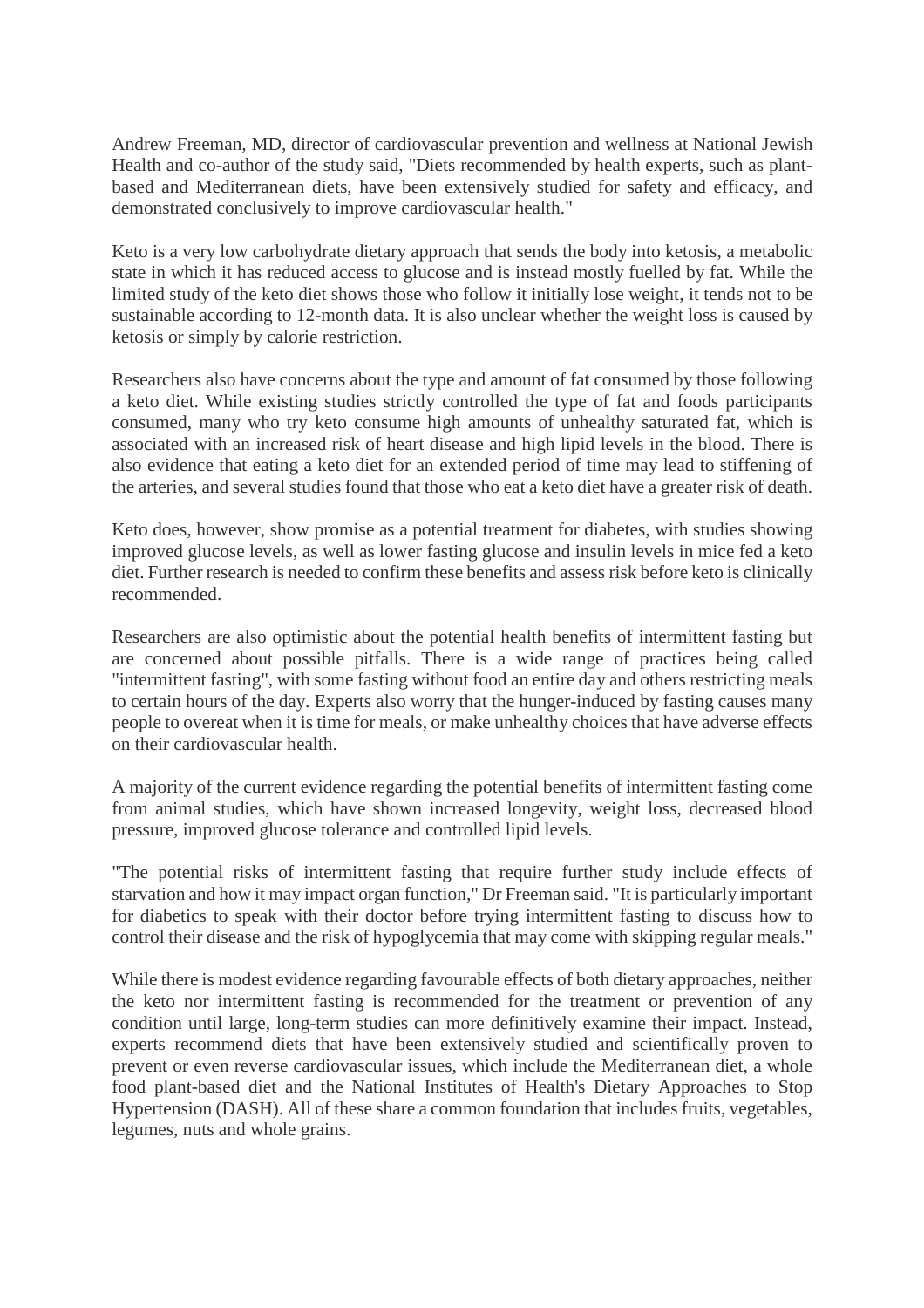Andrew Freeman, MD, director of cardiovascular prevention and wellness at National Jewish Health and co-author of the study said, "Diets recommended by health experts, such as plant-based and Mediterranean diets, have been extensively studied for safety and efficacy, and demonstrated conclusively to improve cardiovascular health."

Keto is a very low carbohydrate dietary approach that sends the body into ketosis, a metabolic state in which it has reduced access to glucose and is instead mostly fuelled by fat. While the limited study of the keto diet shows those who follow it initially lose weight, it tends not to be sustainable according to 12-month data. It is also unclear whether the weight loss is caused by ketosis or simply by calorie restriction.

Researchers also have concerns about the type and amount of fat consumed by those following a keto diet. While existing studies strictly controlled the type of fat and foods participants consumed, many who try keto consume high amounts of unhealthy saturated fat, which is associated with an increased risk of heart disease and high lipid levels in the blood. There is also evidence that eating a keto diet for an extended period of time may lead to stiffening of the arteries, and several studies found that those who eat a keto diet have a greater risk of death.

Keto does, however, show promise as a potential treatment for diabetes, with studies showing improved glucose levels, as well as lower fasting glucose and insulin levels in mice fed a keto diet. Further research is needed to confirm these benefits and assess risk before keto is clinically recommended.

Researchers are also optimistic about the potential health benefits of intermittent fasting but are concerned about possible pitfalls. There is a wide range of practices being called "intermittent fasting", with some fasting without food an entire day and others restricting meals to certain hours of the day. Experts also worry that the hunger-induced by fasting causes many people to overeat when it is time for meals, or make unhealthy choices that have adverse effects on their cardiovascular health.

A majority of the current evidence regarding the potential benefits of intermittent fasting come from animal studies, which have shown increased longevity, weight loss, decreased blood pressure, improved glucose tolerance and controlled lipid levels.

"The potential risks of intermittent fasting that require further study include effects of starvation and how it may impact organ function," Dr Freeman said. "It is particularly important for diabetics to speak with their doctor before trying intermittent fasting to discuss how to control their disease and the risk of hypoglycemia that may come with skipping regular meals."

While there is modest evidence regarding favourable effects of both dietary approaches, neither the keto nor intermittent fasting is recommended for the treatment or prevention of any condition until large, long-term studies can more definitively examine their impact. Instead, experts recommend diets that have been extensively studied and scientifically proven to prevent or even reverse cardiovascular issues, which include the Mediterranean diet, a whole food plant-based diet and the National Institutes of Health's Dietary Approaches to Stop Hypertension (DASH). All of these share a common foundation that includes fruits, vegetables, legumes, nuts and whole grains.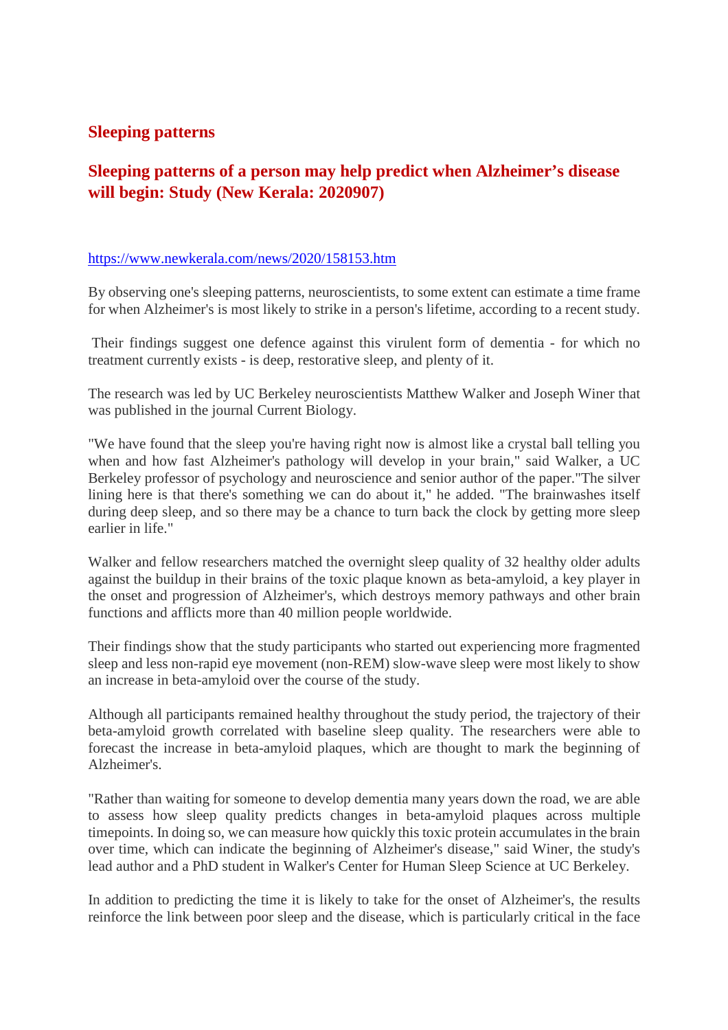## Sleeping patterns

## Sleeping patterns of a person may help predict when Alzheimer's disease will begin: Study (New Kerala: 2020907)

https://www.newkerala.com/news/2020/158153.htm

By observing one's sleeping patterns, neuroscientists, to some extent can estimate a time frame for when Alzheimer's is most likely to strike in a person's lifetime, according to a recent study.

Their findings suggest one defence against this virulent form of dementia - for which no treatment currently exists - is deep, restorative sleep, and plenty of it.

The research was led by UC Berkeley neuroscientists Matthew Walker and Joseph Winer that was published in the journal Current Biology.

"We have found that the sleep you're having right now is almost like a crystal ball telling you when and how fast Alzheimer's pathology will develop in your brain," said Walker, a UC Berkeley professor of psychology and neuroscience and senior author of the paper."The silver lining here is that there's something we can do about it," he added. "The brainwashes itself during deep sleep, and so there may be a chance to turn back the clock by getting more sleep earlier in life."

Walker and fellow researchers matched the overnight sleep quality of 32 healthy older adults against the buildup in their brains of the toxic plaque known as beta-amyloid, a key player in the onset and progression of Alzheimer's, which destroys memory pathways and other brain functions and afflicts more than 40 million people worldwide.

Their findings show that the study participants who started out experiencing more fragmented sleep and less non-rapid eye movement (non-REM) slow-wave sleep were most likely to show an increase in beta-amyloid over the course of the study.

Although all participants remained healthy throughout the study period, the trajectory of their beta-amyloid growth correlated with baseline sleep quality. The researchers were able to forecast the increase in beta-amyloid plaques, which are thought to mark the beginning of Alzheimer's.

"Rather than waiting for someone to develop dementia many years down the road, we are able to assess how sleep quality predicts changes in beta-amyloid plaques across multiple timepoints. In doing so, we can measure how quickly this toxic protein accumulates in the brain over time, which can indicate the beginning of Alzheimer's disease," said Winer, the study's lead author and a PhD student in Walker's Center for Human Sleep Science at UC Berkeley.

In addition to predicting the time it is likely to take for the onset of Alzheimer's, the results reinforce the link between poor sleep and the disease, which is particularly critical in the face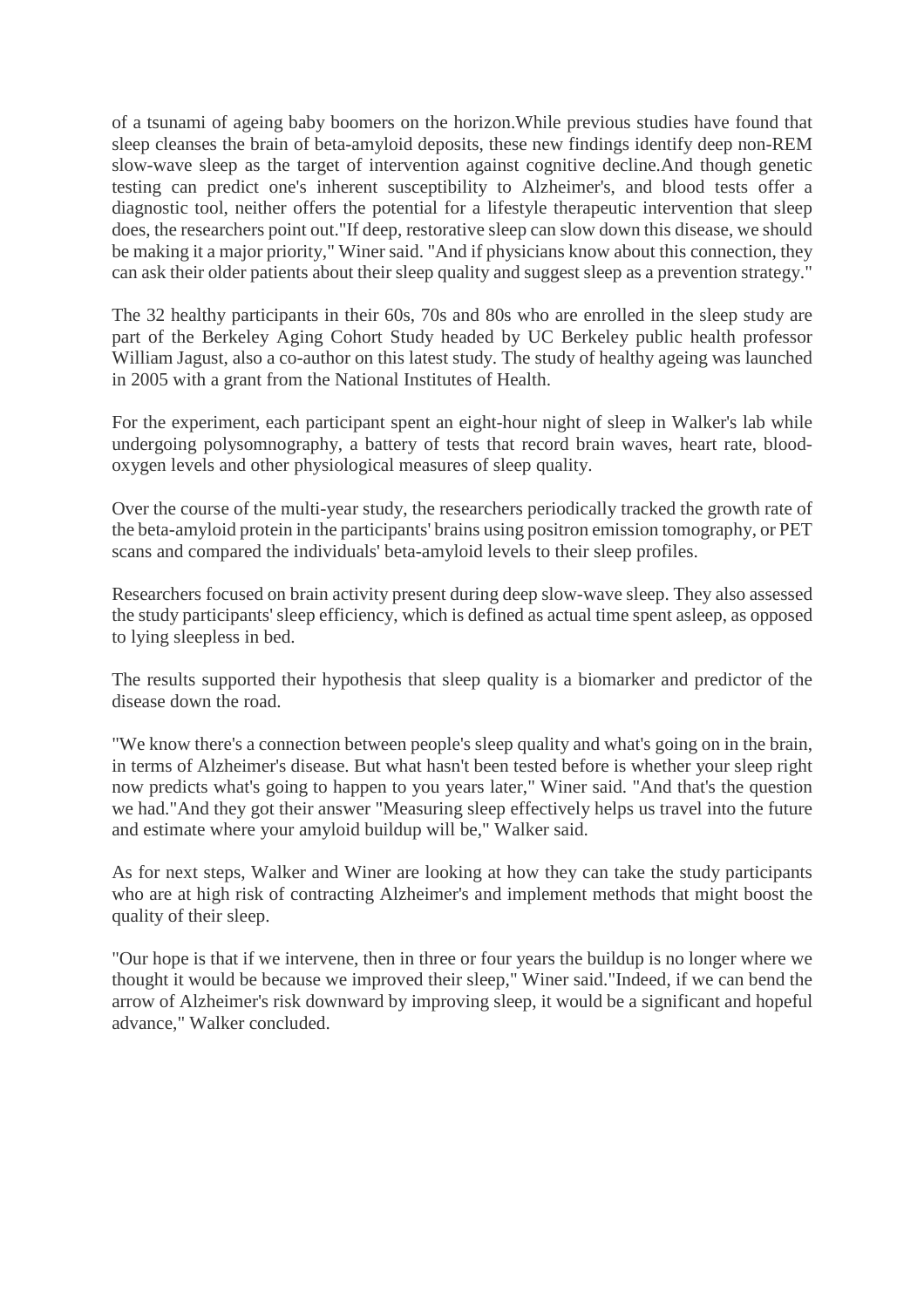of a tsunami of ageing baby boomers on the horizon.While previous studies have found that sleep cleanses the brain of beta-amyloid deposits, these new findings identify deep non-REM slow-wave sleep as the target of intervention against cognitive decline.And though genetic testing can predict one's inherent susceptibility to Alzheimer's, and blood tests offer a diagnostic tool, neither offers the potential for a lifestyle therapeutic intervention that sleep does, the researchers point out."If deep, restorative sleep can slow down this disease, we should be making it a major priority," Winer said. "And if physicians know about this connection, they can ask their older patients about their sleep quality and suggest sleep as a prevention strategy."

The 32 healthy participants in their 60s, 70s and 80s who are enrolled in the sleep study are part of the Berkeley Aging Cohort Study headed by UC Berkeley public health professor William Jagust, also a co-author on this latest study. The study of healthy ageing was launched in 2005 with a grant from the National Institutes of Health.

For the experiment, each participant spent an eight-hour night of sleep in Walker's lab while undergoing polysomnography, a battery of tests that record brain waves, heart rate, blood-oxygen levels and other physiological measures of sleep quality.

Over the course of the multi-year study, the researchers periodically tracked the growth rate of the beta-amyloid protein in the participants' brains using positron emission tomography, or PET scans and compared the individuals' beta-amyloid levels to their sleep profiles.

Researchers focused on brain activity present during deep slow-wave sleep. They also assessed the study participants' sleep efficiency, which is defined as actual time spent asleep, as opposed to lying sleepless in bed.

The results supported their hypothesis that sleep quality is a biomarker and predictor of the disease down the road.

"We know there's a connection between people's sleep quality and what's going on in the brain, in terms of Alzheimer's disease. But what hasn't been tested before is whether your sleep right now predicts what's going to happen to you years later," Winer said. "And that's the question we had."And they got their answer "Measuring sleep effectively helps us travel into the future and estimate where your amyloid buildup will be," Walker said.

As for next steps, Walker and Winer are looking at how they can take the study participants who are at high risk of contracting Alzheimer's and implement methods that might boost the quality of their sleep.

"Our hope is that if we intervene, then in three or four years the buildup is no longer where we thought it would be because we improved their sleep," Winer said."Indeed, if we can bend the arrow of Alzheimer's risk downward by improving sleep, it would be a significant and hopeful advance," Walker concluded.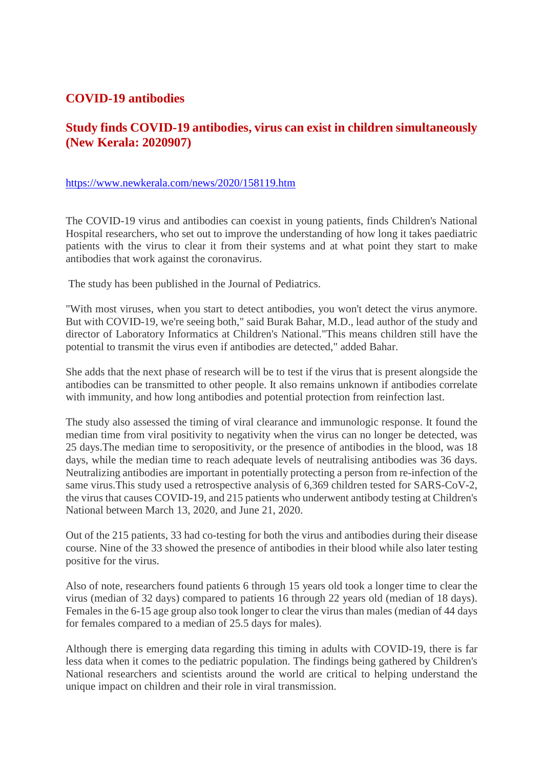## COVID-19 antibodies

## Study finds COVID-19 antibodies, virus can exist in children simultaneously (New Kerala: 2020907)

https://www.newkerala.com/news/2020/158119.htm

The COVID-19 virus and antibodies can coexist in young patients, finds Children's National Hospital researchers, who set out to improve the understanding of how long it takes paediatric patients with the virus to clear it from their systems and at what point they start to make antibodies that work against the coronavirus.

The study has been published in the Journal of Pediatrics.

"With most viruses, when you start to detect antibodies, you won't detect the virus anymore. But with COVID-19, we're seeing both," said Burak Bahar, M.D., lead author of the study and director of Laboratory Informatics at Children's National."This means children still have the potential to transmit the virus even if antibodies are detected," added Bahar.

She adds that the next phase of research will be to test if the virus that is present alongside the antibodies can be transmitted to other people. It also remains unknown if antibodies correlate with immunity, and how long antibodies and potential protection from reinfection last.

The study also assessed the timing of viral clearance and immunologic response. It found the median time from viral positivity to negativity when the virus can no longer be detected, was 25 days.The median time to seropositivity, or the presence of antibodies in the blood, was 18 days, while the median time to reach adequate levels of neutralising antibodies was 36 days. Neutralizing antibodies are important in potentially protecting a person from re-infection of the same virus.This study used a retrospective analysis of 6,369 children tested for SARS-CoV-2, the virus that causes COVID-19, and 215 patients who underwent antibody testing at Children's National between March 13, 2020, and June 21, 2020.

Out of the 215 patients, 33 had co-testing for both the virus and antibodies during their disease course. Nine of the 33 showed the presence of antibodies in their blood while also later testing positive for the virus.

Also of note, researchers found patients 6 through 15 years old took a longer time to clear the virus (median of 32 days) compared to patients 16 through 22 years old (median of 18 days). Females in the 6-15 age group also took longer to clear the virus than males (median of 44 days for females compared to a median of 25.5 days for males).

Although there is emerging data regarding this timing in adults with COVID-19, there is far less data when it comes to the pediatric population. The findings being gathered by Children's National researchers and scientists around the world are critical to helping understand the unique impact on children and their role in viral transmission.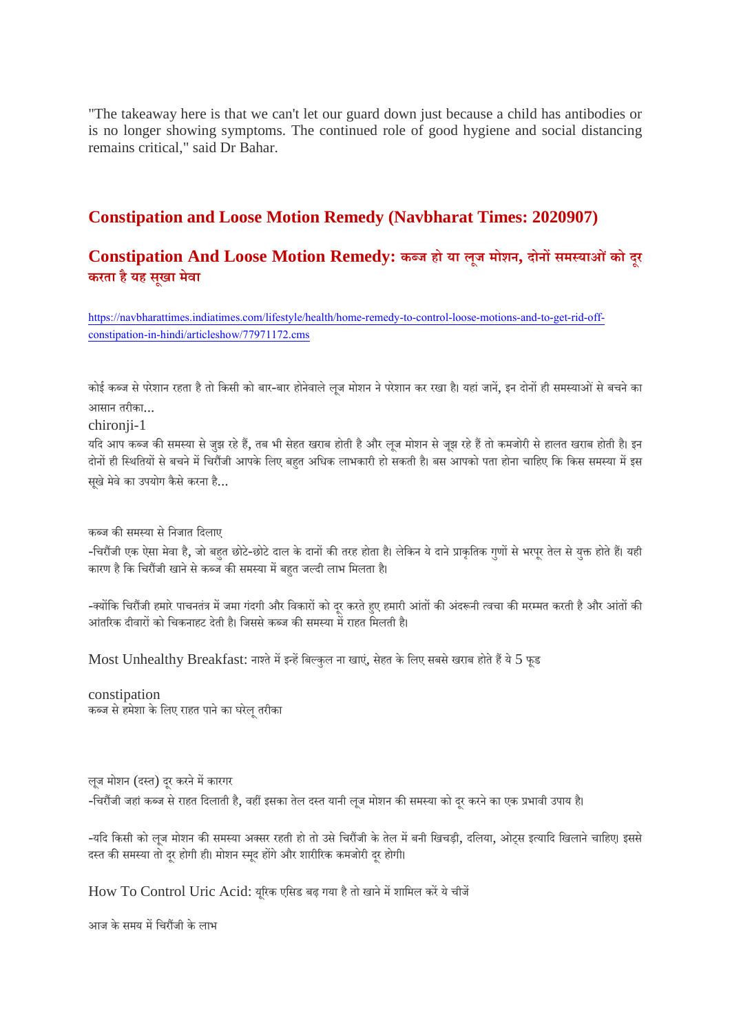"The takeaway here is that we can't let our guard down just because a child has antibodies or is no longer showing symptoms. The continued role of good hygiene and social distancing remains critical," said Dr Bahar.

## Constipation and Loose Motion Remedy (Navbharat Times: 2020907)

### Constipation And Loose Motion Remedy: कब्ज हो या लूज मोशन, दोनों समस्याओं को दूर करता है यह सूखा मेवा

https://navbharattimes.indiatimes.com/lifestyle/health/home-remedy-to-control-loose-motions-and-to-get-rid-off-constipation-in-hindi/articleshow/77971172.cms

कोई कब्ज से परेशान रहता है तो किसी को बार-बार होनेवाले लूज मोशन ने परेशान कर रखा है। यहां जानें, इन दोनों ही समस्याओं से बचने का आसान तरीका...

chironji-1

यदि आप कब्ज की समस्या से जुझ रहे हैं, तब भी सेहत खराब होती है और लूज मोशन से जूझ रहे हैं तो कमजोरी से हालत खराब होती है। इन दोनों ही स्थितियों से बचने में चिरौंजी आपके लिए बहुत अधिक लाभकारी हो सकती है। बस आपको पता होना चाहिए कि किस समस्या में इस सूखे मेवे का उपयोग कैसे करना है...

कब्ज की समस्या से निजात दिलाए

-चिरौंजी एक ऐसा मेवा है, जो बहुत छोटे-छोटे दाल के दानों की तरह होता है। लेकिन ये दाने प्राकृतिक गुणों से भरपूर तेल से युक्त होते हैं। यही कारण है कि चिरौंजी खाने से कब्ज की समस्या में बहुत जल्दी लाभ मिलता है।

-क्योंकि चिरौंजी हमारे पाचनतंत्र में जमा गंदगी और विकारों को दूर करते हुए हमारी आंतों की अंदरूनी त्वचा की मरम्मत करती है और आंतों की आंतरिक दीवारों को चिकनाहट देती है। जिससे कब्ज की समस्या में राहत मिलती है।

Most Unhealthy Breakfast: नाश्ते में इन्हें बिल्कुल ना खाएं, सेहत के लिए सबसे खराब होते हैं ये 5 फूड

constipation

कब्ज से हमेशा के लिए राहत पाने का घरेलू तरीका

लूज मोशन (दस्त) दूर करने में कारगर

-चिरौंजी जहां कब्ज से राहत दिलाती है, वहीं इसका तेल दस्त यानी लूज मोशन की समस्या को दूर करने का एक प्रभावी उपाय है।

-यदि किसी को लूज मोशन की समस्या अक्सर रहती हो तो उसे चिरौंजी के तेल में बनी खिचड़ी, दलिया, ओट्स इत्यादि खिलाने चाहिए। इससे दस्त की समस्या तो दूर होगी ही। मोशन स्मूद होंगे और शारीरिक कमजोरी दूर होगी।

How To Control Uric Acid: यूरिक एसिड बढ़ गया है तो खाने में शामिल करें ये चीजें

आज के समय में चिरौंजी के लाभ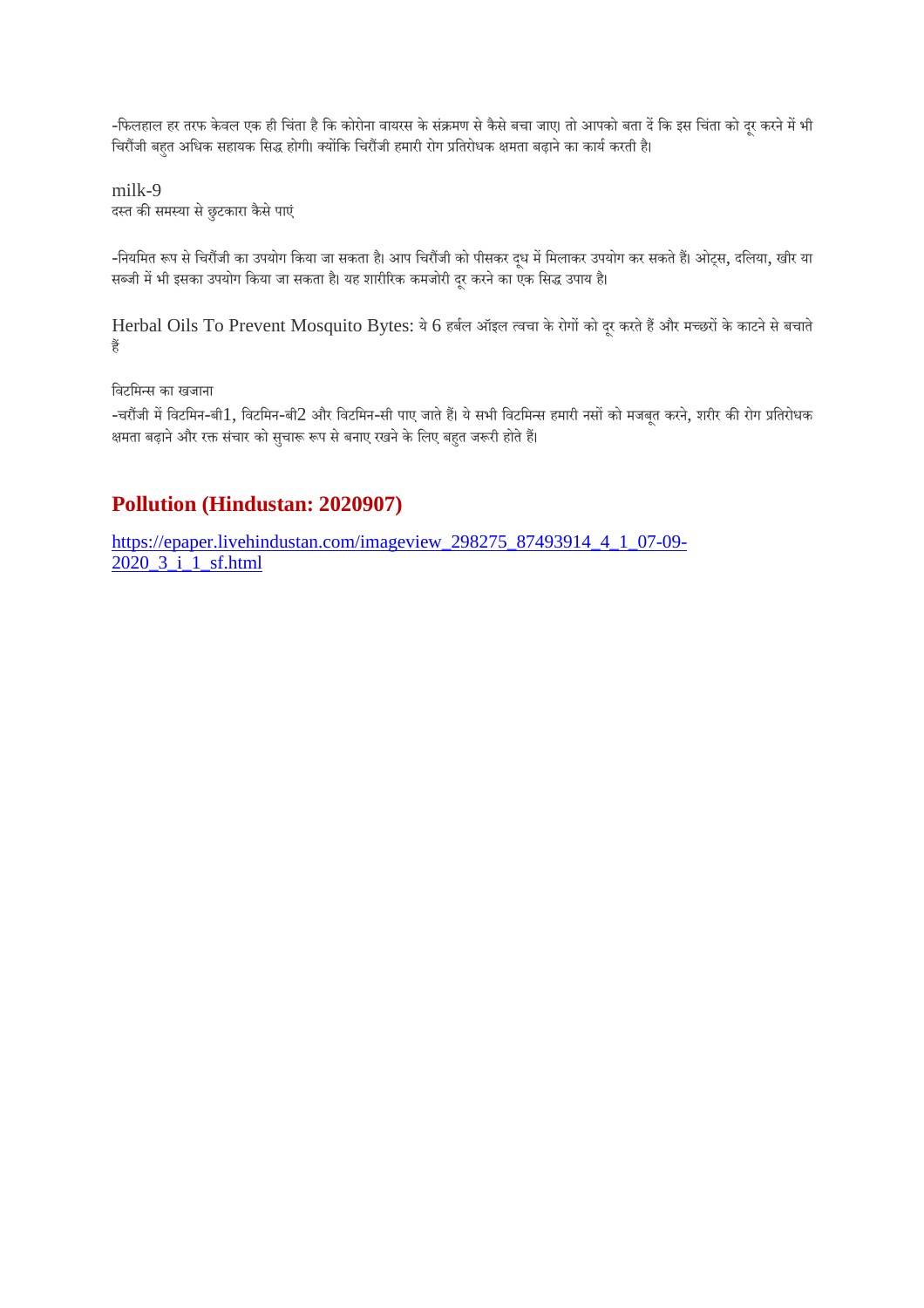-फिलहाल हर तरफ केवल एक ही चिंता है कि कोरोना वायरस के संक्रमण से कैसे बचा जाए। तो आपको बता दें कि इस चिंता को दूर करने में भी चिरौंजी बहुत अधिक सहायक सिद्ध होगी। क्योंकि चिरौंजी हमारी रोग प्रतिरोधक क्षमता बढ़ाने का कार्य करती है।

milk-9
दस्त की समस्या से छुटकारा कैसे पाएं

-नियमित रूप से चिरौंजी का उपयोग किया जा सकता है। आप चिरौंजी को पीसकर दूध में मिलाकर उपयोग कर सकते हैं। ओट्स, दलिया, खीर या सब्जी में भी इसका उपयोग किया जा सकता है। यह शारीरिक कमजोरी दूर करने का एक सिद्ध उपाय है।

Herbal Oils To Prevent Mosquito Bytes: ये 6 हर्बल ऑइल त्वचा के रोगों को दूर करते हैं और मच्छरों के काटने से बचाते हैं

विटमिन्स का खजाना
-चरौंजी में विटमिन-बी1, विटमिन-बी2 और विटमिन-सी पाए जाते हैं। ये सभी विटमिन्स हमारी नसों को मजबूत करने, शरीर की रोग प्रतिरोधक क्षमता बढ़ाने और रक्त संचार को सुचारू रूप से बनाए रखने के लिए बहुत जरूरी होते हैं।

## Pollution (Hindustan: 2020907)

https://epaper.livehindustan.com/imageview_298275_87493914_4_1_07-09-2020_3_i_1_sf.html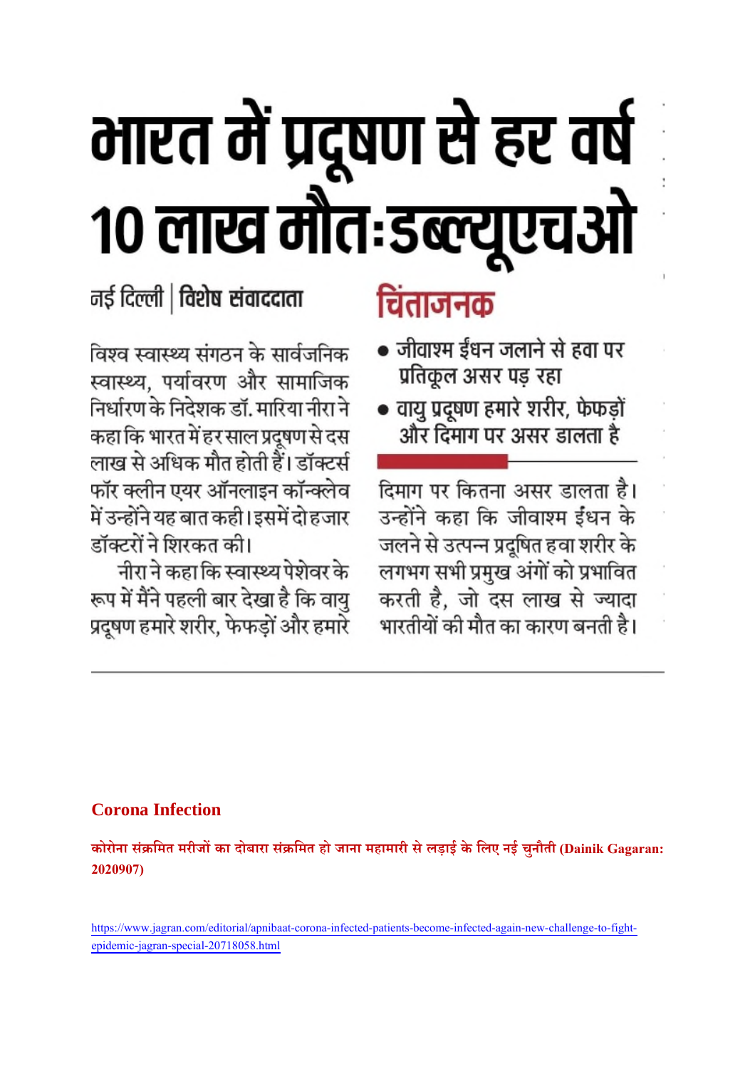# भारत में प्रदूषण से हर वर्ष 10 लाख मौत:डब्ल्यूएचओ

नई दिल्ली | **विशेष संवाददाता**

विश्व स्वास्थ्य संगठन के सार्वजनिक स्वास्थ्य, पर्यावरण और सामाजिक निर्धारण के निदेशक डॉ. मारिया नीरा ने कहा कि भारत में हर साल प्रदूषण से दस लाख से अधिक मौत होती हैं। डॉक्टर्स फॉर क्लीन एयर ऑनलाइन कॉन्क्लेव में उन्होंने यह बात कही। इसमें दो हजार डॉक्टरों ने शिरकत की।

नीरा ने कहा कि स्वास्थ्य पेशेवर के रूप में मैंने पहली बार देखा है कि वायु प्रदूषण हमारे शरीर, फेफड़ों और हमारे दिमाग पर कितना असर डालता है। उन्होंने कहा कि जीवाश्म ईंधन के जलने से उत्पन्न प्रदूषित हवा शरीर के लगभग सभी प्रमुख अंगों को प्रभावित करती है, जो दस लाख से ज्यादा भारतीयों की मौत का कारण बनती है।

## चिंताजनक

- जीवाश्म ईंधन जलाने से हवा पर प्रतिकूल असर पड़ रहा
- वायु प्रदूषण हमारे शरीर, फेफड़ों और दिमाग पर असर डालता है

## Corona Infection

**कोरोना संक्रमित मरीजों का दोबारा संक्रमित हो जाना महामारी से लड़ाई के लिए नई चुनौती (Dainik Gagaran: 2020907)**

https://www.jagran.com/editorial/apnibaat-corona-infected-patients-become-infected-again-new-challenge-to-fight-epidemic-jagran-special-20718058.html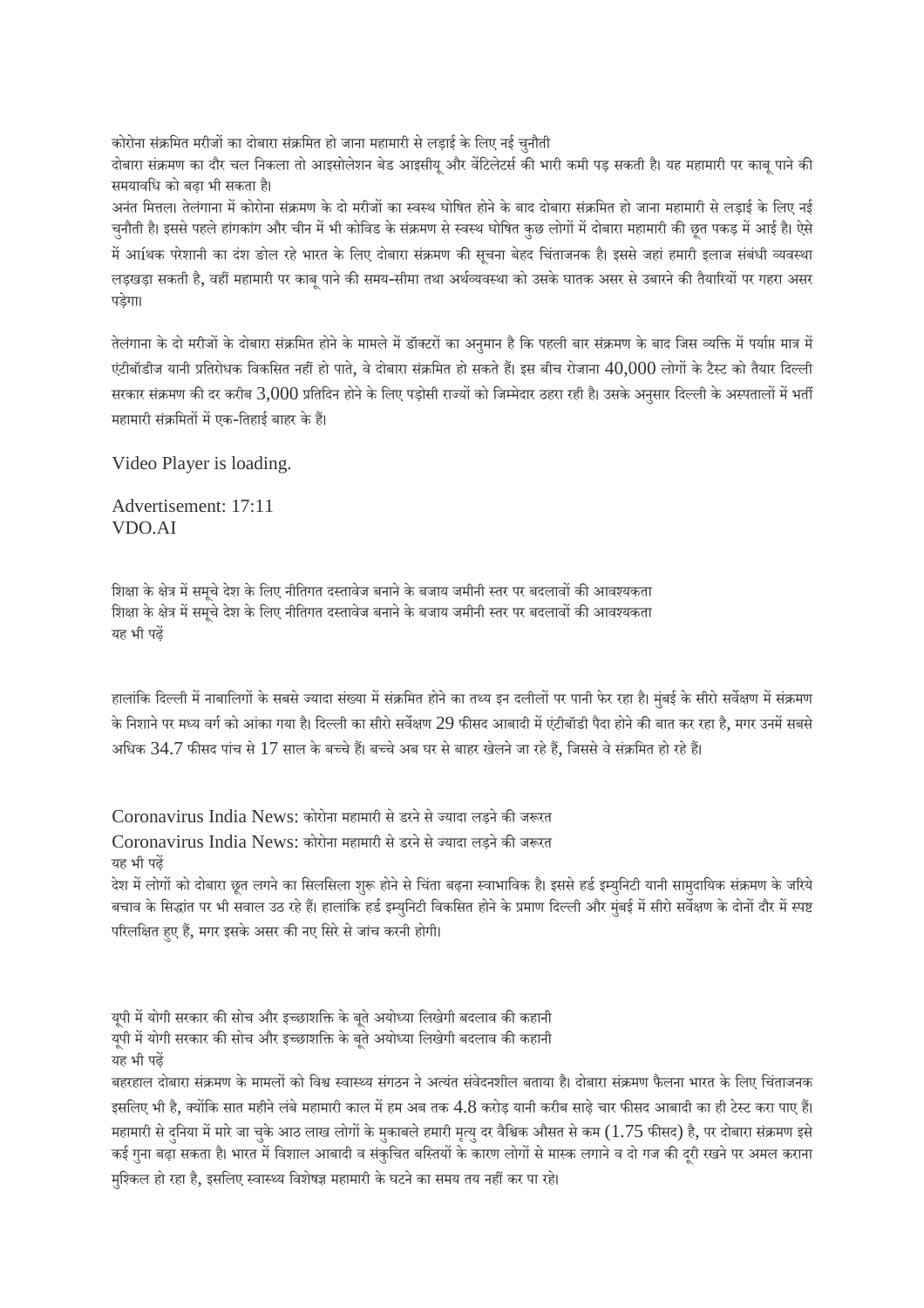कोरोना संक्रमित मरीजों का दोबारा संक्रमित हो जाना महामारी से लड़ाई के लिए नई चुनौती

दोबारा संक्रमण का दौर चल निकला तो आइसोलेशन बेड आइसीयू और वेंटिलेटर्स की भारी कमी पड़ सकती है। यह महामारी पर काबू पाने की समयावधि को बढ़ा भी सकता है।

अनंत मित्तल। तेलंगाना में कोरोना संक्रमण के दो मरीजों का स्वस्थ घोषित होने के बाद दोबारा संक्रमित हो जाना महामारी से लड़ाई के लिए नई चुनौती है। इससे पहले हांगकांग और चीन में भी कोविड के संक्रमण से स्वस्थ घोषित कुछ लोगों में दोबारा महामारी की छूत पकड़ में आई है। ऐसे में आíथक परेशानी का दंश झेल रहे भारत के लिए दोबारा संक्रमण की सूचना बेहद चिंताजनक है। इससे जहां हमारी इलाज संबंधी व्यवस्था लड़खड़ा सकती है, वहीं महामारी पर काबू पाने की समय-सीमा तथा अर्थव्यवस्था को उसके घातक असर से उबारने की तैयारियों पर गहरा असर पड़ेगा।

तेलंगाना के दो मरीजों के दोबारा संक्रमित होने के मामले में डॉक्टरों का अनुमान है कि पहली बार संक्रमण के बाद जिस व्यक्ति में पर्याप्त मात्र में एंटीबॉडीज यानी प्रतिरोधक विकसित नहीं हो पाते, वे दोबारा संक्रमित हो सकते हैं। इस बीच रोजाना 40,000 लोगों के टैस्ट को तैयार दिल्ली सरकार संक्रमण की दर करीब 3,000 प्रतिदिन होने के लिए पड़ोसी राज्यों को जिम्मेदार ठहरा रही है। उसके अनुसार दिल्ली के अस्पतालों में भर्ती महामारी संक्रमितों में एक-तिहाई बाहर के हैं।

Video Player is loading.

Advertisement: 17:11
VDO.AI

शिक्षा के क्षेत्र में समूचे देश के लिए नीतिगत दस्तावेज बनाने के बजाय जमीनी स्तर पर बदलावों की आवश्यकता
शिक्षा के क्षेत्र में समूचे देश के लिए नीतिगत दस्तावेज बनाने के बजाय जमीनी स्तर पर बदलावों की आवश्यकता
यह भी पढ़ें

हालांकि दिल्ली में नाबालिगों के सबसे ज्यादा संख्या में संक्रमित होने का तथ्य इन दलीलों पर पानी फेर रहा है। मुंबई के सीरो सर्वेक्षण में संक्रमण के निशाने पर मध्य वर्ग को आंका गया है। दिल्ली का सीरो सर्वेक्षण 29 फीसद आबादी में एंटीबॉडी पैदा होने की बात कर रहा है, मगर उनमें सबसे अधिक 34.7 फीसद पांच से 17 साल के बच्चे हैं। बच्चे अब घर से बाहर खेलने जा रहे हैं, जिससे वे संक्रमित हो रहे हैं।

Coronavirus India News: कोरोना महामारी से डरने से ज्यादा लड़ने की जरूरत
Coronavirus India News: कोरोना महामारी से डरने से ज्यादा लड़ने की जरूरत
यह भी पढ़ें

देश में लोगों को दोबारा छूत लगने का सिलसिला शुरू होने से चिंता बढ़ना स्वाभाविक है। इससे हर्ड इम्युनिटी यानी सामुदायिक संक्रमण के जरिये बचाव के सिद्धांत पर भी सवाल उठ रहे हैं। हालांकि हर्ड इम्युनिटी विकसित होने के प्रमाण दिल्ली और मुंबई में सीरो सर्वेक्षण के दोनों दौर में स्पष्ट परिलक्षित हुए हैं, मगर इसके असर की नए सिरे से जांच करनी होगी।

यूपी में योगी सरकार की सोच और इच्छाशक्ति के बूते अयोध्या लिखेगी बदलाव की कहानी
यूपी में योगी सरकार की सोच और इच्छाशक्ति के बूते अयोध्या लिखेगी बदलाव की कहानी
यह भी पढ़ें

बहरहाल दोबारा संक्रमण के मामलों को विश्व स्वास्थ्य संगठन ने अत्यंत संवेदनशील बताया है। दोबारा संक्रमण फैलना भारत के लिए चिंताजनक इसलिए भी है, क्योंकि सात महीने लंबे महामारी काल में हम अब तक 4.8 करोड़ यानी करीब साढ़े चार फीसद आबादी का ही टेस्ट करा पाए हैं। महामारी से दुनिया में मारे जा चुके आठ लाख लोगों के मुकाबले हमारी मृत्यु दर वैश्विक औसत से कम (1.75 फीसद) है, पर दोबारा संक्रमण इसे कई गुना बढ़ा सकता है। भारत में विशाल आबादी व संकुचित बस्तियों के कारण लोगों से मास्क लगाने व दो गज की दूरी रखने पर अमल कराना मुश्किल हो रहा है, इसलिए स्वास्थ्य विशेषज्ञ महामारी के घटने का समय तय नहीं कर पा रहे।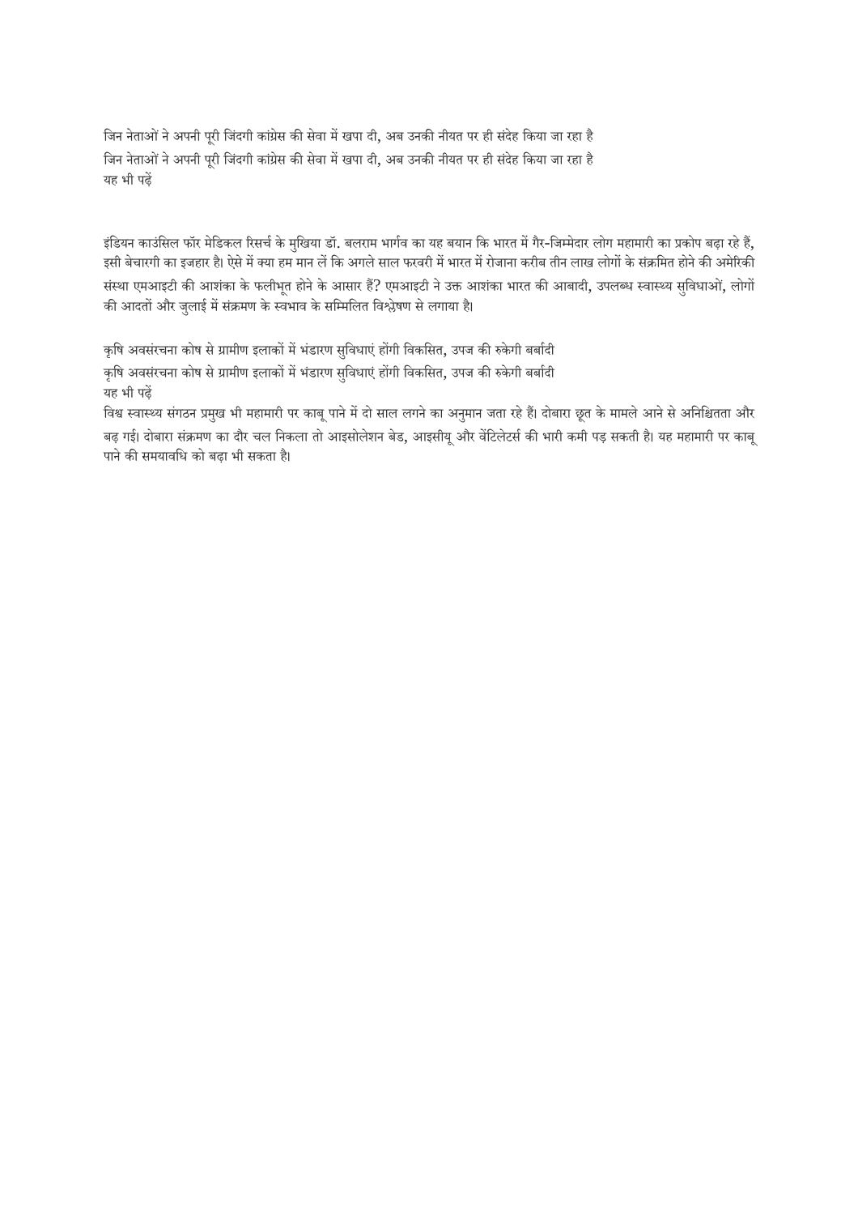जिन नेताओं ने अपनी पूरी जिंदगी कांग्रेस की सेवा में खपा दी, अब उनकी नीयत पर ही संदेह किया जा रहा है
जिन नेताओं ने अपनी पूरी जिंदगी कांग्रेस की सेवा में खपा दी, अब उनकी नीयत पर ही संदेह किया जा रहा है
यह भी पढ़ें

इंडियन काउंसिल फॉर मेडिकल रिसर्च के मुखिया डॉ. बलराम भार्गव का यह बयान कि भारत में गैर-जिम्मेदार लोग महामारी का प्रकोप बढ़ा रहे हैं, इसी बेचारगी का इजहार है। ऐसे में क्या हम मान लें कि अगले साल फरवरी में भारत में रोजाना करीब तीन लाख लोगों के संक्रमित होने की अमेरिकी संस्था एमआइटी की आशंका के फलीभूत होने के आसार हैं? एमआइटी ने उक्त आशंका भारत की आबादी, उपलब्ध स्वास्थ्य सुविधाओं, लोगों की आदतों और जुलाई में संक्रमण के स्वभाव के सम्मिलित विश्लेषण से लगाया है।

कृषि अवसंरचना कोष से ग्रामीण इलाकों में भंडारण सुविधाएं होंगी विकसित, उपज की रुकेगी बर्बादी
कृषि अवसंरचना कोष से ग्रामीण इलाकों में भंडारण सुविधाएं होंगी विकसित, उपज की रुकेगी बर्बादी
यह भी पढ़ें
विश्व स्वास्थ्य संगठन प्रमुख भी महामारी पर काबू पाने में दो साल लगने का अनुमान जता रहे हैं। दोबारा छूत के मामले आने से अनिश्चितता और बढ़ गई। दोबारा संक्रमण का दौर चल निकला तो आइसोलेशन बेड, आइसीयू और वेंटिलेटर्स की भारी कमी पड़ सकती है। यह महामारी पर काबू पाने की समयावधि को बढ़ा भी सकता है।